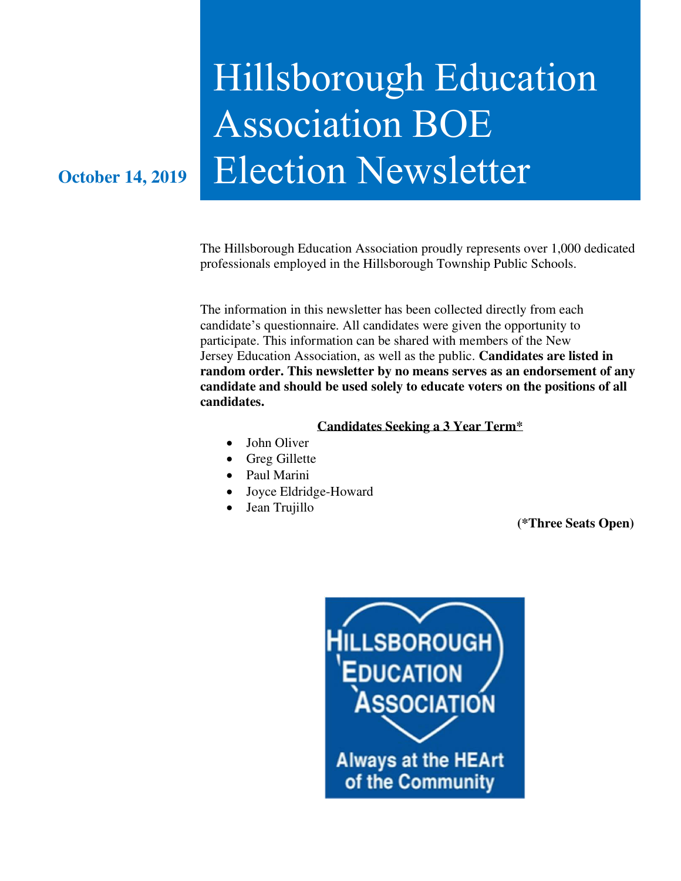October 14, 2019

# Hillsborough Education Association BOE Election Newsletter

The Hillsborough Education Association proudly represents over 1,000 dedicated professionals employed in the Hillsborough Township Public Schools.

The information in this newsletter has been collected directly from each candidate's questionnaire. All candidates were given the opportunity to participate. This information can be shared with members of the New Jersey Education Association, as well as the public. **Candidates are listed in random order. This newsletter by no means serves as an endorsement of any candidate and should be used solely to educate voters on the positions of all candidates.**

**Candidates Seeking a 3 Year Term***

- John Oliver
- Greg Gillette
- Paul Marini
- Joyce Eldridge-Howard
- Jean Trujillo

**(*Three Seats Open)**

HILLSBOROUGH EDUCATION ASSOCIATION

Always at the HEArt of the Community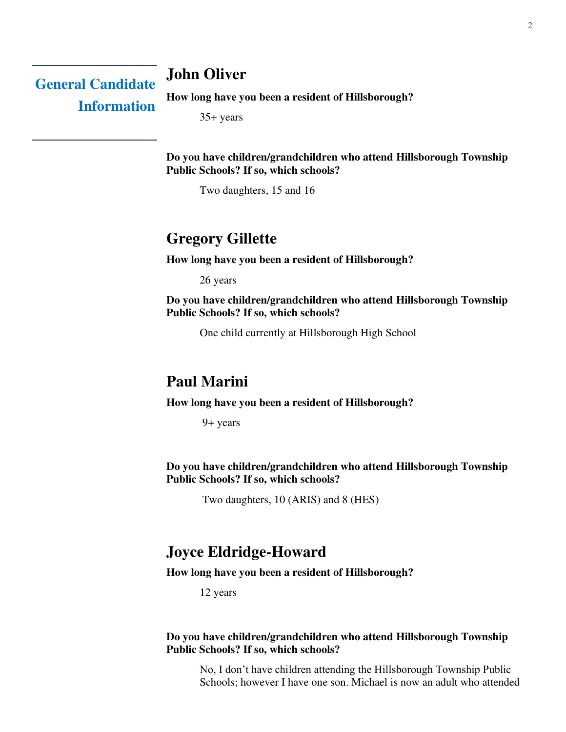## General Candidate Information

## John Oliver

**How long have you been a resident of Hillsborough?**

35+ years

**Do you have children/grandchildren who attend Hillsborough Township Public Schools? If so, which schools?**

Two daughters, 15 and 16

## Gregory Gillette

**How long have you been a resident of Hillsborough?**

26 years

**Do you have children/grandchildren who attend Hillsborough Township Public Schools? If so, which schools?**

One child currently at Hillsborough High School

## Paul Marini

**How long have you been a resident of Hillsborough?**

9+ years

**Do you have children/grandchildren who attend Hillsborough Township Public Schools? If so, which schools?**

Two daughters, 10 (ARIS) and 8 (HES)

## Joyce Eldridge-Howard

**How long have you been a resident of Hillsborough?**

12 years

**Do you have children/grandchildren who attend Hillsborough Township Public Schools? If so, which schools?**

No, I don't have children attending the Hillsborough Township Public Schools; however I have one son. Michael is now an adult who attended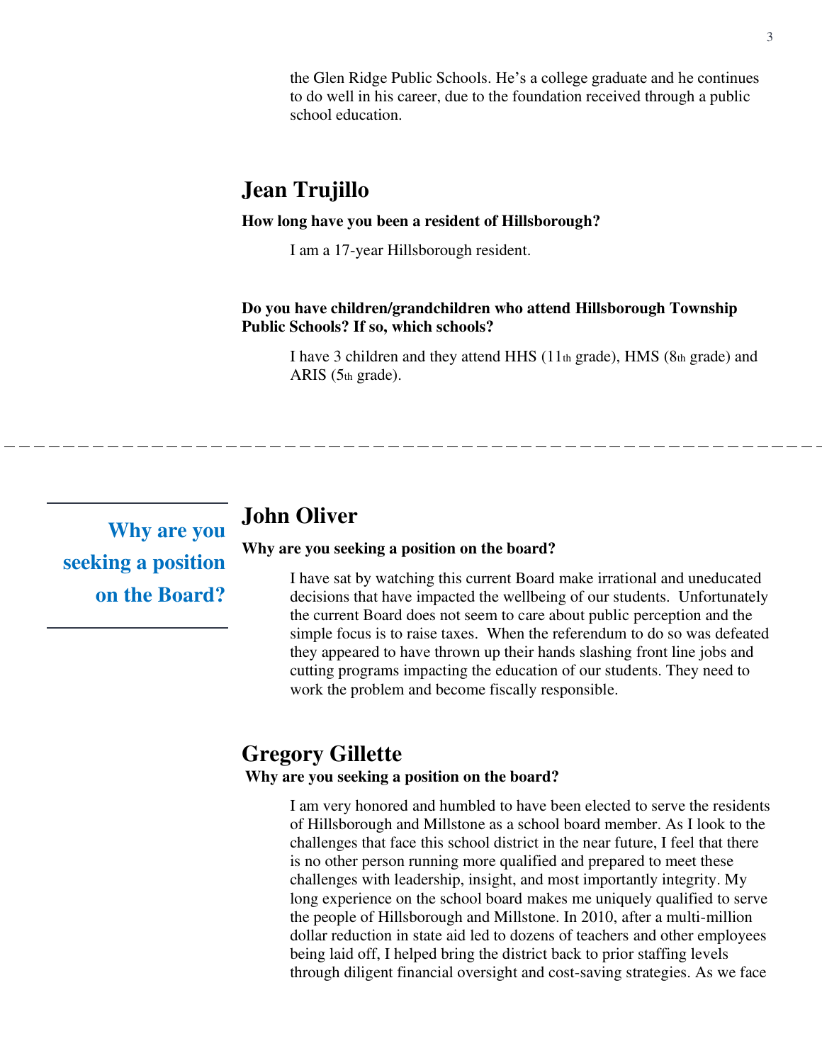the Glen Ridge Public Schools. He's a college graduate and he continues to do well in his career, due to the foundation received through a public school education.

## Jean Trujillo

**How long have you been a resident of Hillsborough?**

I am a 17-year Hillsborough resident.

**Do you have children/grandchildren who attend Hillsborough Township Public Schools? If so, which schools?**

I have 3 children and they attend HHS (11th grade), HMS (8th grade) and ARIS (5th grade).

---

# Why are you seeking a position on the Board?

## John Oliver

**Why are you seeking a position on the board?**

I have sat by watching this current Board make irrational and uneducated decisions that have impacted the wellbeing of our students. Unfortunately the current Board does not seem to care about public perception and the simple focus is to raise taxes. When the referendum to do so was defeated they appeared to have thrown up their hands slashing front line jobs and cutting programs impacting the education of our students. They need to work the problem and become fiscally responsible.

## Gregory Gillette

**Why are you seeking a position on the board?**

I am very honored and humbled to have been elected to serve the residents of Hillsborough and Millstone as a school board member. As I look to the challenges that face this school district in the near future, I feel that there is no other person running more qualified and prepared to meet these challenges with leadership, insight, and most importantly integrity. My long experience on the school board makes me uniquely qualified to serve the people of Hillsborough and Millstone. In 2010, after a multi-million dollar reduction in state aid led to dozens of teachers and other employees being laid off, I helped bring the district back to prior staffing levels through diligent financial oversight and cost-saving strategies. As we face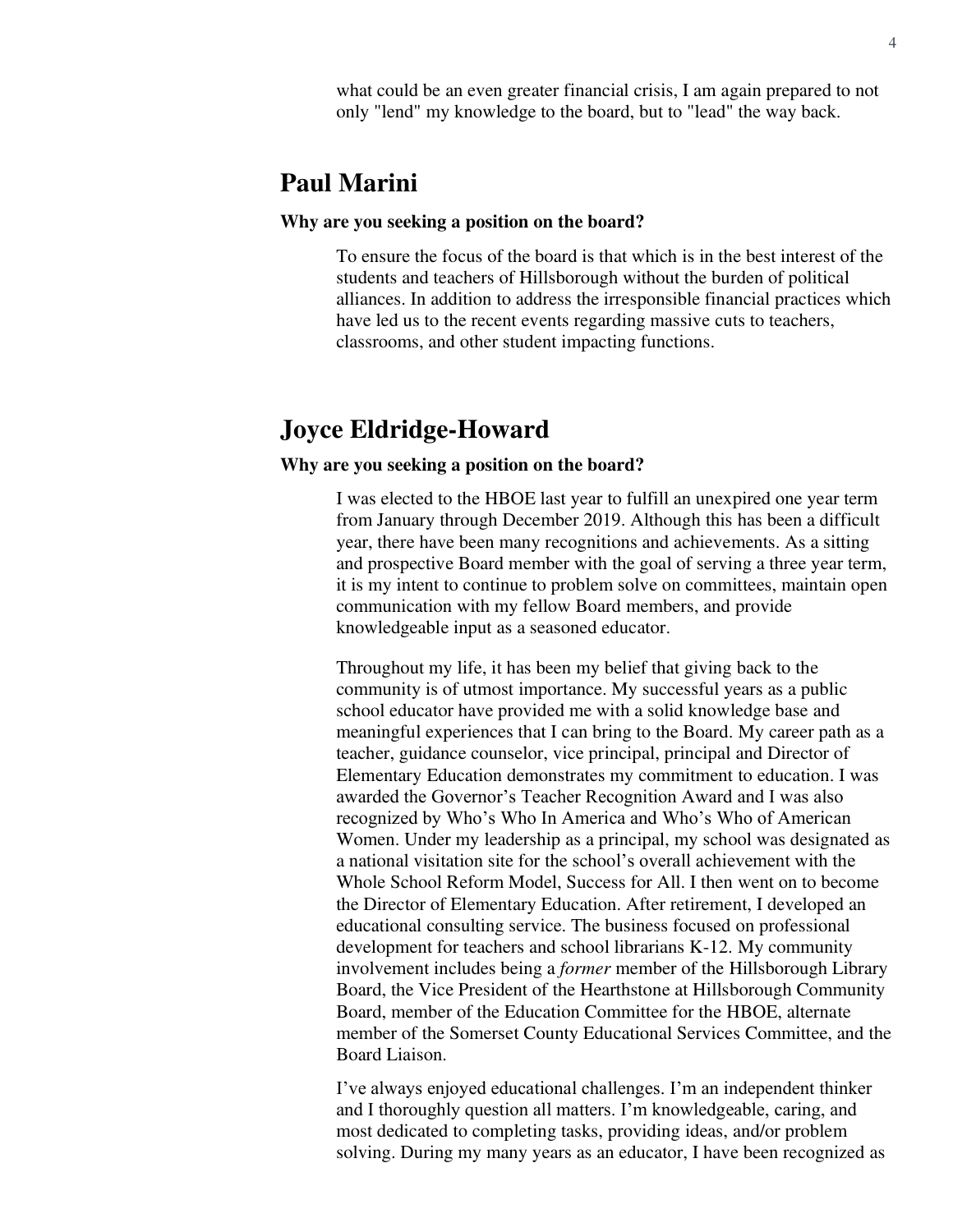what could be an even greater financial crisis, I am again prepared to not only "lend" my knowledge to the board, but to "lead" the way back.

## Paul Marini

**Why are you seeking a position on the board?**

To ensure the focus of the board is that which is in the best interest of the students and teachers of Hillsborough without the burden of political alliances. In addition to address the irresponsible financial practices which have led us to the recent events regarding massive cuts to teachers, classrooms, and other student impacting functions.

## Joyce Eldridge-Howard

**Why are you seeking a position on the board?**

I was elected to the HBOE last year to fulfill an unexpired one year term from January through December 2019. Although this has been a difficult year, there have been many recognitions and achievements. As a sitting and prospective Board member with the goal of serving a three year term, it is my intent to continue to problem solve on committees, maintain open communication with my fellow Board members, and provide knowledgeable input as a seasoned educator.

Throughout my life, it has been my belief that giving back to the community is of utmost importance. My successful years as a public school educator have provided me with a solid knowledge base and meaningful experiences that I can bring to the Board. My career path as a teacher, guidance counselor, vice principal, principal and Director of Elementary Education demonstrates my commitment to education. I was awarded the Governor's Teacher Recognition Award and I was also recognized by Who's Who In America and Who's Who of American Women. Under my leadership as a principal, my school was designated as a national visitation site for the school's overall achievement with the Whole School Reform Model, Success for All. I then went on to become the Director of Elementary Education. After retirement, I developed an educational consulting service. The business focused on professional development for teachers and school librarians K-12. My community involvement includes being a *former* member of the Hillsborough Library Board, the Vice President of the Hearthstone at Hillsborough Community Board, member of the Education Committee for the HBOE, alternate member of the Somerset County Educational Services Committee, and the Board Liaison.

I've always enjoyed educational challenges. I'm an independent thinker and I thoroughly question all matters. I'm knowledgeable, caring, and most dedicated to completing tasks, providing ideas, and/or problem solving. During my many years as an educator, I have been recognized as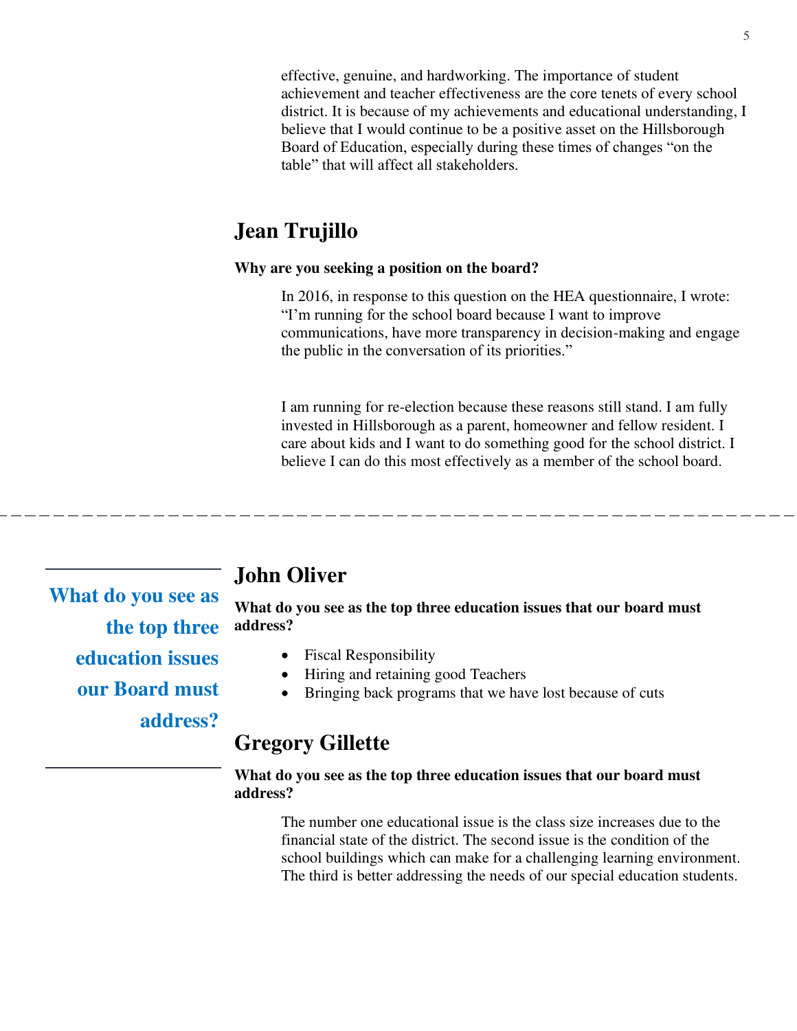effective, genuine, and hardworking. The importance of student achievement and teacher effectiveness are the core tenets of every school district. It is because of my achievements and educational understanding, I believe that I would continue to be a positive asset on the Hillsborough Board of Education, especially during these times of changes "on the table" that will affect all stakeholders.

## Jean Trujillo

**Why are you seeking a position on the board?**

In 2016, in response to this question on the HEA questionnaire, I wrote: "I'm running for the school board because I want to improve communications, have more transparency in decision-making and engage the public in the conversation of its priorities."

I am running for re-election because these reasons still stand. I am fully invested in Hillsborough as a parent, homeowner and fellow resident. I care about kids and I want to do something good for the school district. I believe I can do this most effectively as a member of the school board.

---

# What do you see as the top three education issues our Board must address?

## John Oliver

**What do you see as the top three education issues that our board must address?**

- Fiscal Responsibility
- Hiring and retaining good Teachers
- Bringing back programs that we have lost because of cuts

## Gregory Gillette

**What do you see as the top three education issues that our board must address?**

The number one educational issue is the class size increases due to the financial state of the district. The second issue is the condition of the school buildings which can make for a challenging learning environment. The third is better addressing the needs of our special education students.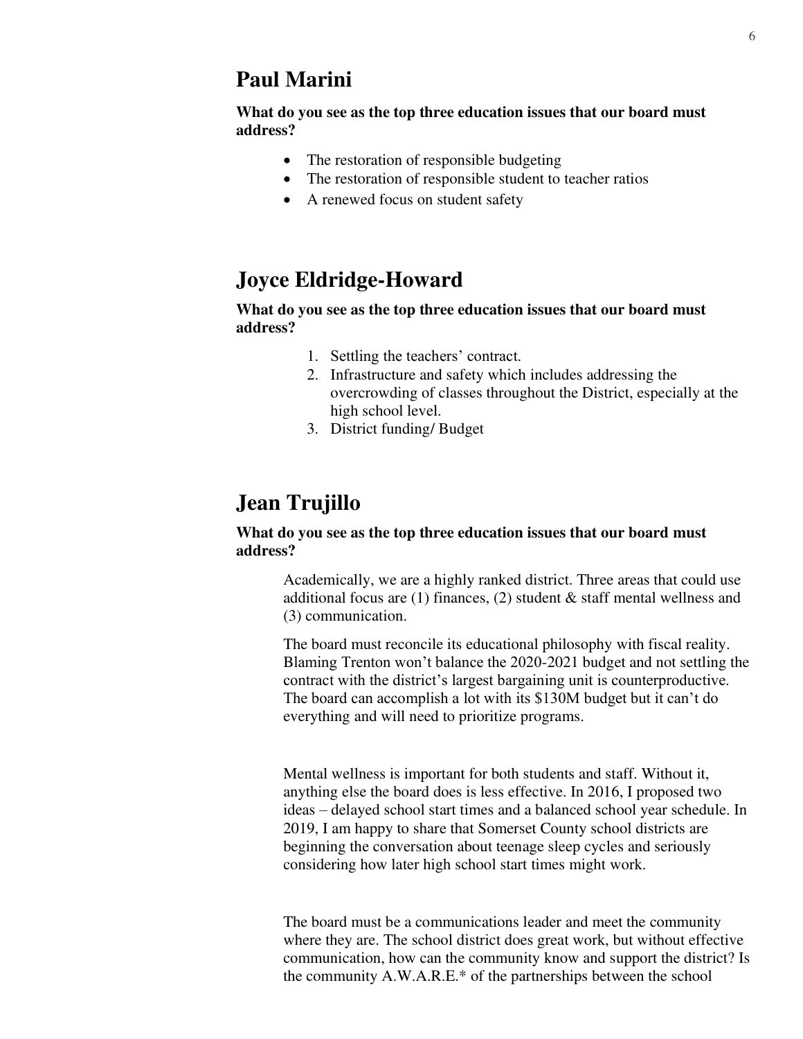## Paul Marini

**What do you see as the top three education issues that our board must address?**

- The restoration of responsible budgeting
- The restoration of responsible student to teacher ratios
- A renewed focus on student safety

## Joyce Eldridge-Howard

**What do you see as the top three education issues that our board must address?**

1. Settling the teachers' contract.
2. Infrastructure and safety which includes addressing the overcrowding of classes throughout the District, especially at the high school level.
3. District funding/ Budget

## Jean Trujillo

**What do you see as the top three education issues that our board must address?**

Academically, we are a highly ranked district. Three areas that could use additional focus are (1) finances, (2) student & staff mental wellness and (3) communication.

The board must reconcile its educational philosophy with fiscal reality. Blaming Trenton won't balance the 2020-2021 budget and not settling the contract with the district's largest bargaining unit is counterproductive. The board can accomplish a lot with its $130M budget but it can't do everything and will need to prioritize programs.

Mental wellness is important for both students and staff. Without it, anything else the board does is less effective. In 2016, I proposed two ideas – delayed school start times and a balanced school year schedule. In 2019, I am happy to share that Somerset County school districts are beginning the conversation about teenage sleep cycles and seriously considering how later high school start times might work.

The board must be a communications leader and meet the community where they are. The school district does great work, but without effective communication, how can the community know and support the district? Is the community A.W.A.R.E.* of the partnerships between the school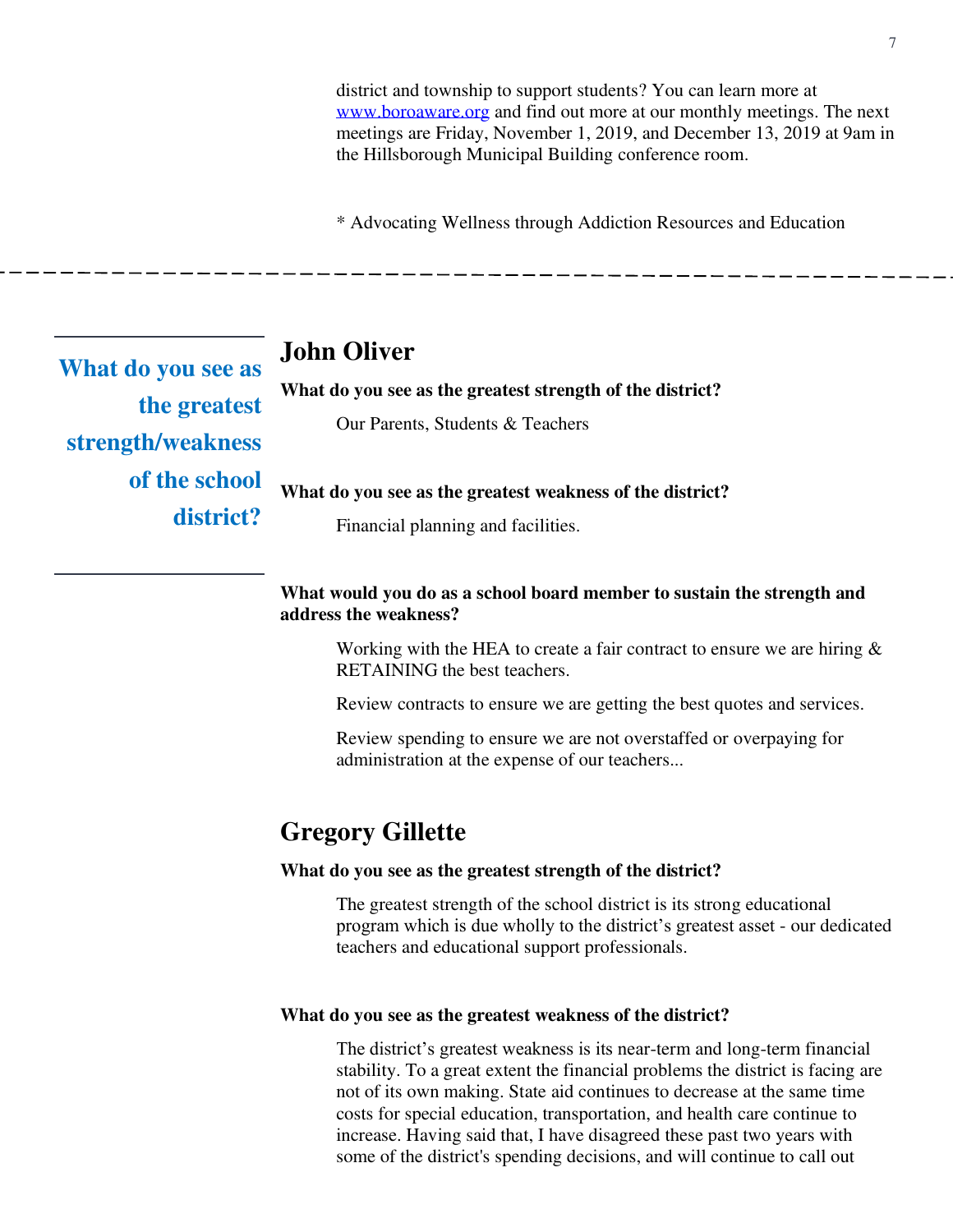district and township to support students? You can learn more at [www.boroaware.org](http://www.boroaware.org) and find out more at our monthly meetings. The next meetings are Friday, November 1, 2019, and December 13, 2019 at 9am in the Hillsborough Municipal Building conference room.

* Advocating Wellness through Addiction Resources and Education

---

## What do you see as the greatest strength/weakness of the school district?

### John Oliver

**What do you see as the greatest strength of the district?**

Our Parents, Students & Teachers

**What do you see as the greatest weakness of the district?**

Financial planning and facilities.

**What would you do as a school board member to sustain the strength and address the weakness?**

Working with the HEA to create a fair contract to ensure we are hiring & RETAINING the best teachers.

Review contracts to ensure we are getting the best quotes and services.

Review spending to ensure we are not overstaffed or overpaying for administration at the expense of our teachers...

### Gregory Gillette

**What do you see as the greatest strength of the district?**

The greatest strength of the school district is its strong educational program which is due wholly to the district's greatest asset - our dedicated teachers and educational support professionals.

**What do you see as the greatest weakness of the district?**

The district's greatest weakness is its near-term and long-term financial stability. To a great extent the financial problems the district is facing are not of its own making. State aid continues to decrease at the same time costs for special education, transportation, and health care continue to increase. Having said that, I have disagreed these past two years with some of the district's spending decisions, and will continue to call out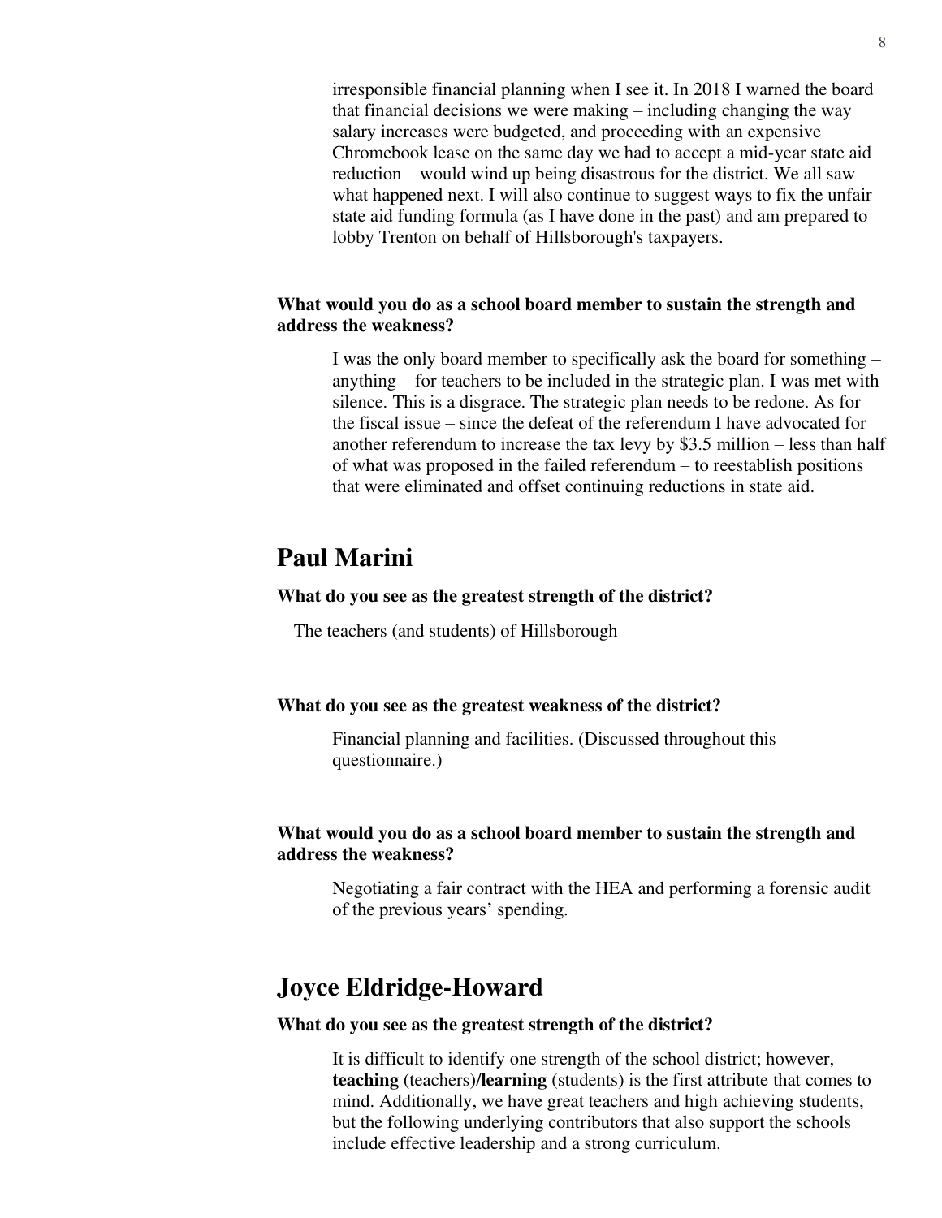irresponsible financial planning when I see it. In 2018 I warned the board that financial decisions we were making – including changing the way salary increases were budgeted, and proceeding with an expensive Chromebook lease on the same day we had to accept a mid-year state aid reduction – would wind up being disastrous for the district. We all saw what happened next. I will also continue to suggest ways to fix the unfair state aid funding formula (as I have done in the past) and am prepared to lobby Trenton on behalf of Hillsborough's taxpayers.

**What would you do as a school board member to sustain the strength and address the weakness?**

I was the only board member to specifically ask the board for something – anything – for teachers to be included in the strategic plan. I was met with silence. This is a disgrace. The strategic plan needs to be redone. As for the fiscal issue – since the defeat of the referendum I have advocated for another referendum to increase the tax levy by $3.5 million – less than half of what was proposed in the failed referendum – to reestablish positions that were eliminated and offset continuing reductions in state aid.

## Paul Marini

**What do you see as the greatest strength of the district?**

The teachers (and students) of Hillsborough

**What do you see as the greatest weakness of the district?**

Financial planning and facilities. (Discussed throughout this questionnaire.)

**What would you do as a school board member to sustain the strength and address the weakness?**

Negotiating a fair contract with the HEA and performing a forensic audit of the previous years' spending.

## Joyce Eldridge-Howard

**What do you see as the greatest strength of the district?**

It is difficult to identify one strength of the school district; however, **teaching** (teachers)**/learning** (students) is the first attribute that comes to mind. Additionally, we have great teachers and high achieving students, but the following underlying contributors that also support the schools include effective leadership and a strong curriculum.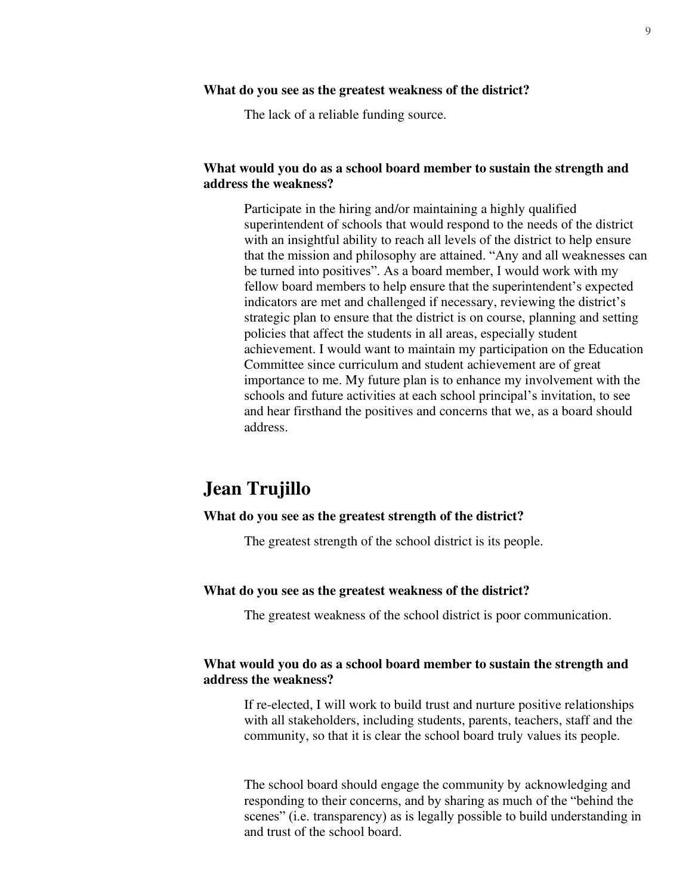**What do you see as the greatest weakness of the district?**

The lack of a reliable funding source.

**What would you do as a school board member to sustain the strength and address the weakness?**

Participate in the hiring and/or maintaining a highly qualified superintendent of schools that would respond to the needs of the district with an insightful ability to reach all levels of the district to help ensure that the mission and philosophy are attained. “Any and all weaknesses can be turned into positives”. As a board member, I would work with my fellow board members to help ensure that the superintendent’s expected indicators are met and challenged if necessary, reviewing the district’s strategic plan to ensure that the district is on course, planning and setting policies that affect the students in all areas, especially student achievement. I would want to maintain my participation on the Education Committee since curriculum and student achievement are of great importance to me. My future plan is to enhance my involvement with the schools and future activities at each school principal’s invitation, to see and hear firsthand the positives and concerns that we, as a board should address.

## Jean Trujillo

**What do you see as the greatest strength of the district?**

The greatest strength of the school district is its people.

**What do you see as the greatest weakness of the district?**

The greatest weakness of the school district is poor communication.

**What would you do as a school board member to sustain the strength and address the weakness?**

If re-elected, I will work to build trust and nurture positive relationships with all stakeholders, including students, parents, teachers, staff and the community, so that it is clear the school board truly values its people.

The school board should engage the community by acknowledging and responding to their concerns, and by sharing as much of the “behind the scenes” (i.e. transparency) as is legally possible to build understanding in and trust of the school board.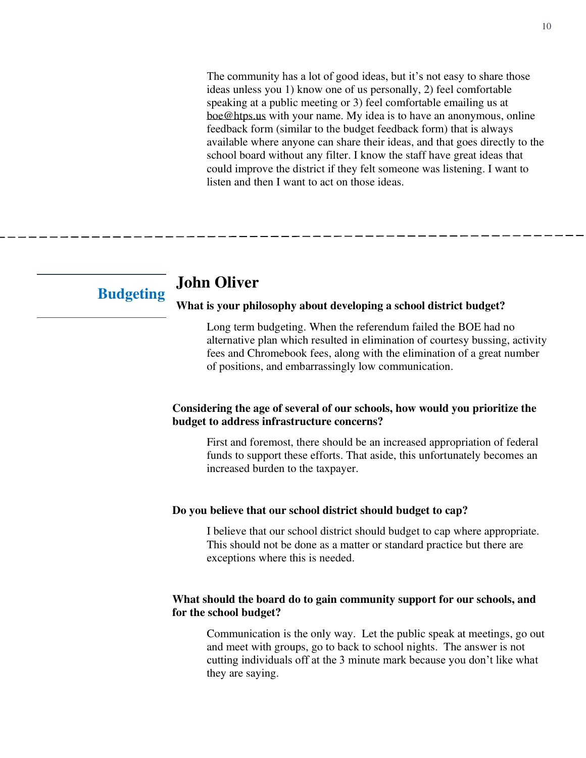The community has a lot of good ideas, but it's not easy to share those ideas unless you 1) know one of us personally, 2) feel comfortable speaking at a public meeting or 3) feel comfortable emailing us at boe@htps.us with your name. My idea is to have an anonymous, online feedback form (similar to the budget feedback form) that is always available where anyone can share their ideas, and that goes directly to the school board without any filter. I know the staff have great ideas that could improve the district if they felt someone was listening. I want to listen and then I want to act on those ideas.

---

## Budgeting

### John Oliver

**What is your philosophy about developing a school district budget?**

Long term budgeting. When the referendum failed the BOE had no alternative plan which resulted in elimination of courtesy bussing, activity fees and Chromebook fees, along with the elimination of a great number of positions, and embarrassingly low communication.

**Considering the age of several of our schools, how would you prioritize the budget to address infrastructure concerns?**

First and foremost, there should be an increased appropriation of federal funds to support these efforts. That aside, this unfortunately becomes an increased burden to the taxpayer.

**Do you believe that our school district should budget to cap?**

I believe that our school district should budget to cap where appropriate. This should not be done as a matter or standard practice but there are exceptions where this is needed.

**What should the board do to gain community support for our schools, and for the school budget?**

Communication is the only way. Let the public speak at meetings, go out and meet with groups, go to back to school nights. The answer is not cutting individuals off at the 3 minute mark because you don't like what they are saying.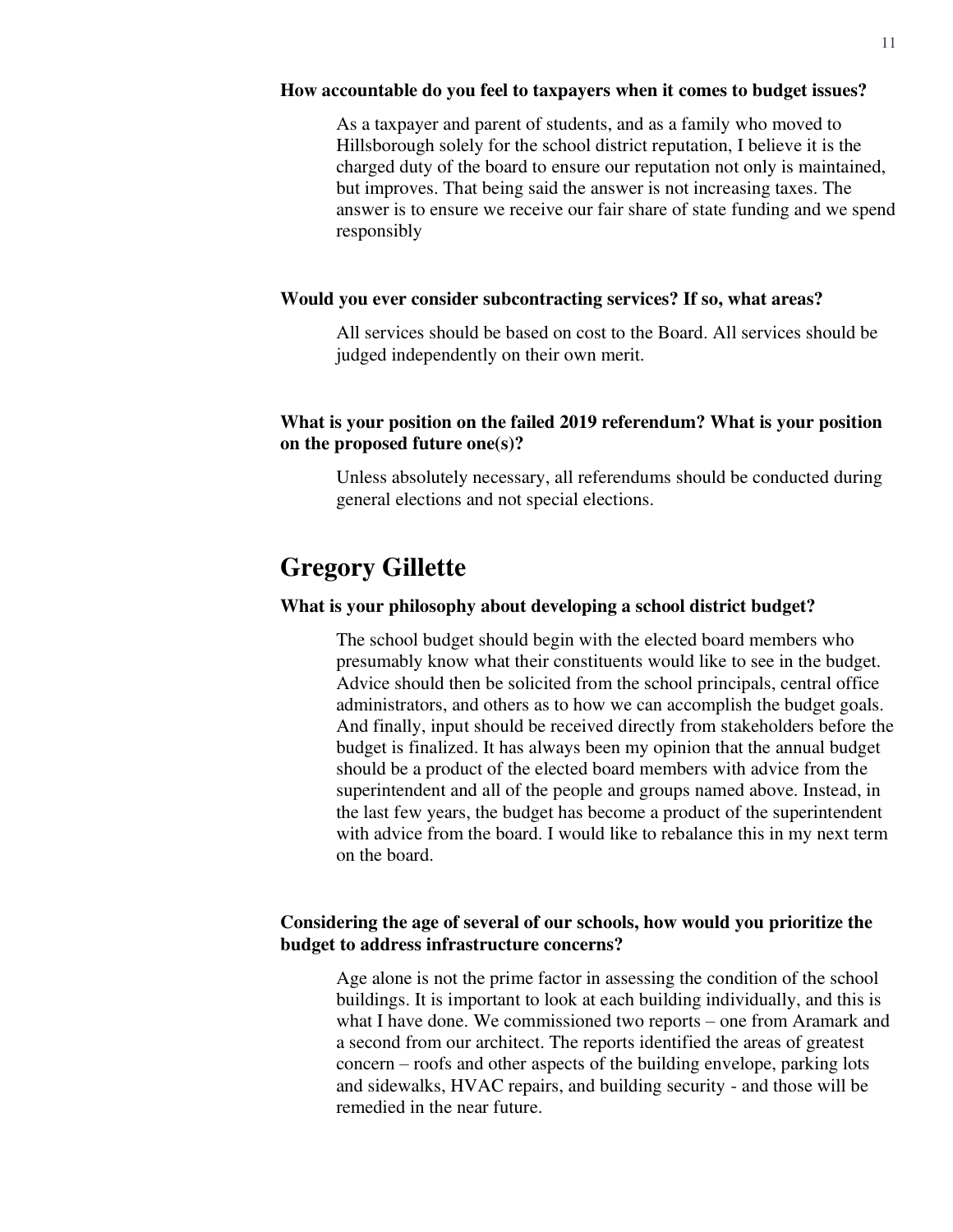**How accountable do you feel to taxpayers when it comes to budget issues?**

As a taxpayer and parent of students, and as a family who moved to Hillsborough solely for the school district reputation, I believe it is the charged duty of the board to ensure our reputation not only is maintained, but improves. That being said the answer is not increasing taxes. The answer is to ensure we receive our fair share of state funding and we spend responsibly

**Would you ever consider subcontracting services? If so, what areas?**

All services should be based on cost to the Board. All services should be judged independently on their own merit.

**What is your position on the failed 2019 referendum? What is your position on the proposed future one(s)?**

Unless absolutely necessary, all referendums should be conducted during general elections and not special elections.

## Gregory Gillette

**What is your philosophy about developing a school district budget?**

The school budget should begin with the elected board members who presumably know what their constituents would like to see in the budget. Advice should then be solicited from the school principals, central office administrators, and others as to how we can accomplish the budget goals. And finally, input should be received directly from stakeholders before the budget is finalized. It has always been my opinion that the annual budget should be a product of the elected board members with advice from the superintendent and all of the people and groups named above. Instead, in the last few years, the budget has become a product of the superintendent with advice from the board. I would like to rebalance this in my next term on the board.

**Considering the age of several of our schools, how would you prioritize the budget to address infrastructure concerns?**

Age alone is not the prime factor in assessing the condition of the school buildings. It is important to look at each building individually, and this is what I have done. We commissioned two reports – one from Aramark and a second from our architect. The reports identified the areas of greatest concern – roofs and other aspects of the building envelope, parking lots and sidewalks, HVAC repairs, and building security - and those will be remedied in the near future.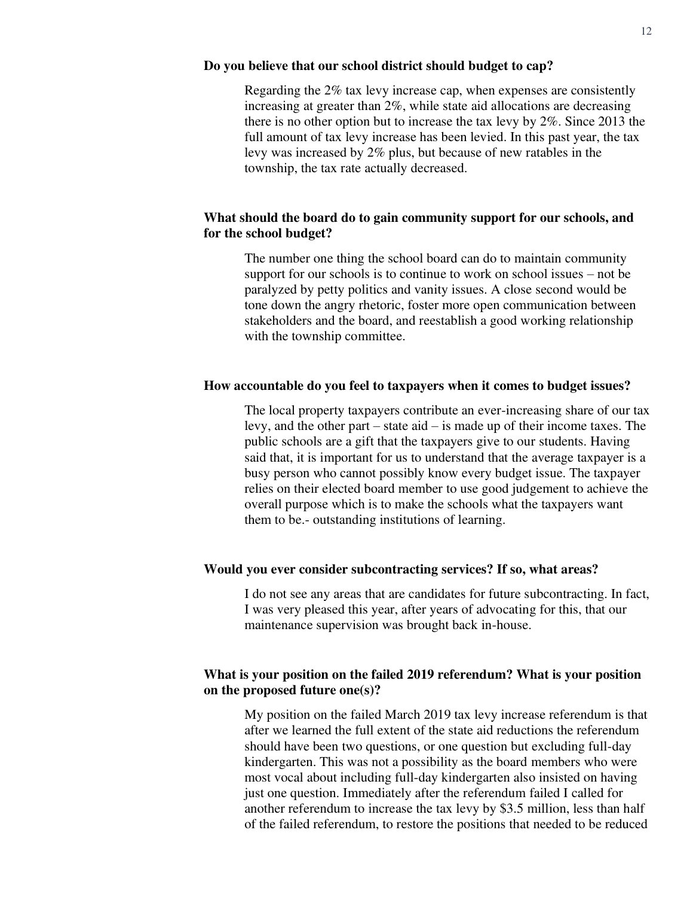**Do you believe that our school district should budget to cap?**

Regarding the 2% tax levy increase cap, when expenses are consistently increasing at greater than 2%, while state aid allocations are decreasing there is no other option but to increase the tax levy by 2%. Since 2013 the full amount of tax levy increase has been levied. In this past year, the tax levy was increased by 2% plus, but because of new ratables in the township, the tax rate actually decreased.

**What should the board do to gain community support for our schools, and for the school budget?**

The number one thing the school board can do to maintain community support for our schools is to continue to work on school issues – not be paralyzed by petty politics and vanity issues. A close second would be tone down the angry rhetoric, foster more open communication between stakeholders and the board, and reestablish a good working relationship with the township committee.

**How accountable do you feel to taxpayers when it comes to budget issues?**

The local property taxpayers contribute an ever-increasing share of our tax levy, and the other part – state aid – is made up of their income taxes. The public schools are a gift that the taxpayers give to our students. Having said that, it is important for us to understand that the average taxpayer is a busy person who cannot possibly know every budget issue. The taxpayer relies on their elected board member to use good judgement to achieve the overall purpose which is to make the schools what the taxpayers want them to be.- outstanding institutions of learning.

**Would you ever consider subcontracting services? If so, what areas?**

I do not see any areas that are candidates for future subcontracting. In fact, I was very pleased this year, after years of advocating for this, that our maintenance supervision was brought back in-house.

**What is your position on the failed 2019 referendum? What is your position on the proposed future one(s)?**

My position on the failed March 2019 tax levy increase referendum is that after we learned the full extent of the state aid reductions the referendum should have been two questions, or one question but excluding full-day kindergarten. This was not a possibility as the board members who were most vocal about including full-day kindergarten also insisted on having just one question. Immediately after the referendum failed I called for another referendum to increase the tax levy by $3.5 million, less than half of the failed referendum, to restore the positions that needed to be reduced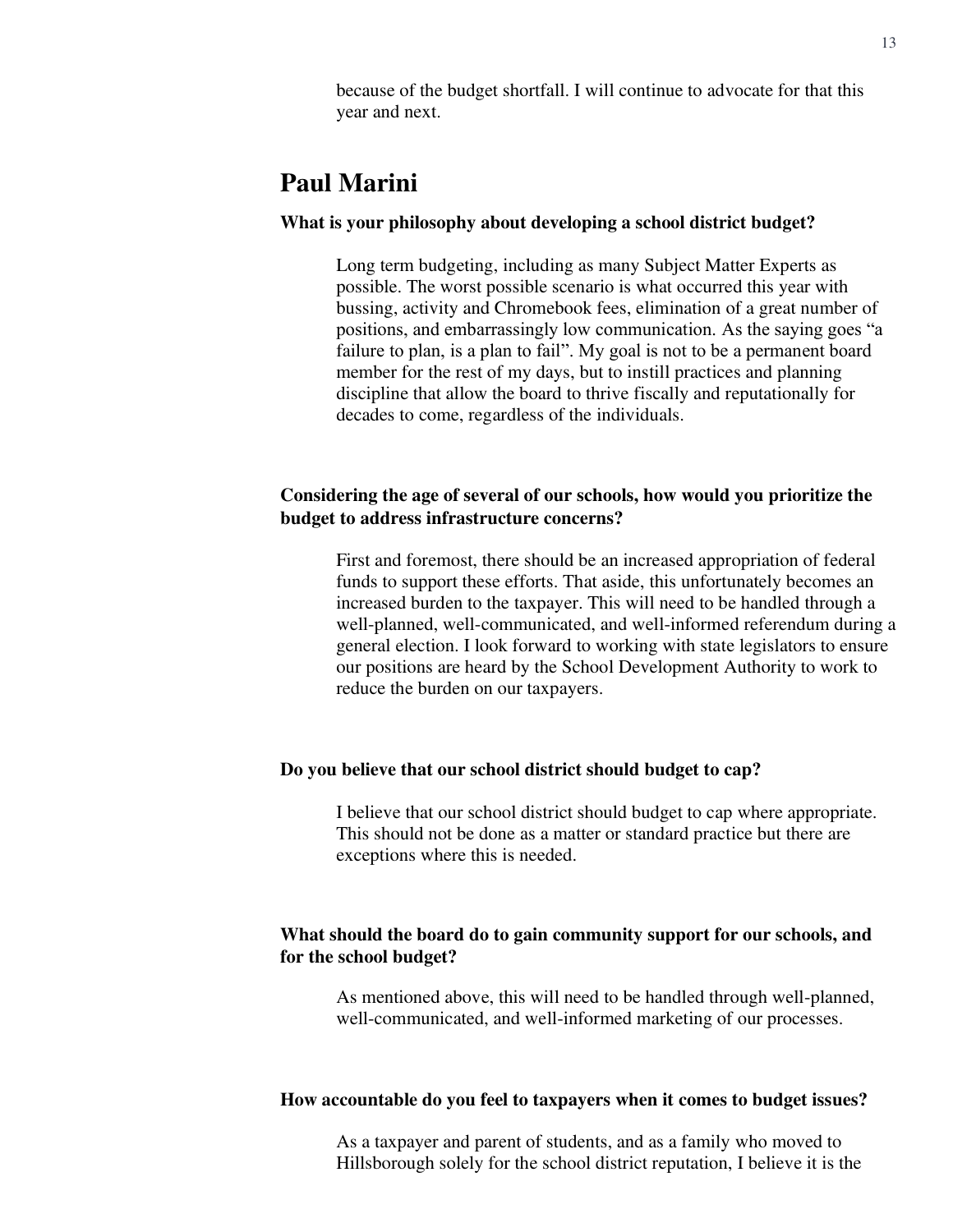because of the budget shortfall. I will continue to advocate for that this year and next.

## Paul Marini

**What is your philosophy about developing a school district budget?**

Long term budgeting, including as many Subject Matter Experts as possible. The worst possible scenario is what occurred this year with bussing, activity and Chromebook fees, elimination of a great number of positions, and embarrassingly low communication. As the saying goes "a failure to plan, is a plan to fail". My goal is not to be a permanent board member for the rest of my days, but to instill practices and planning discipline that allow the board to thrive fiscally and reputationally for decades to come, regardless of the individuals.

**Considering the age of several of our schools, how would you prioritize the budget to address infrastructure concerns?**

First and foremost, there should be an increased appropriation of federal funds to support these efforts. That aside, this unfortunately becomes an increased burden to the taxpayer. This will need to be handled through a well-planned, well-communicated, and well-informed referendum during a general election. I look forward to working with state legislators to ensure our positions are heard by the School Development Authority to work to reduce the burden on our taxpayers.

**Do you believe that our school district should budget to cap?**

I believe that our school district should budget to cap where appropriate. This should not be done as a matter or standard practice but there are exceptions where this is needed.

**What should the board do to gain community support for our schools, and for the school budget?**

As mentioned above, this will need to be handled through well-planned, well-communicated, and well-informed marketing of our processes.

**How accountable do you feel to taxpayers when it comes to budget issues?**

As a taxpayer and parent of students, and as a family who moved to Hillsborough solely for the school district reputation, I believe it is the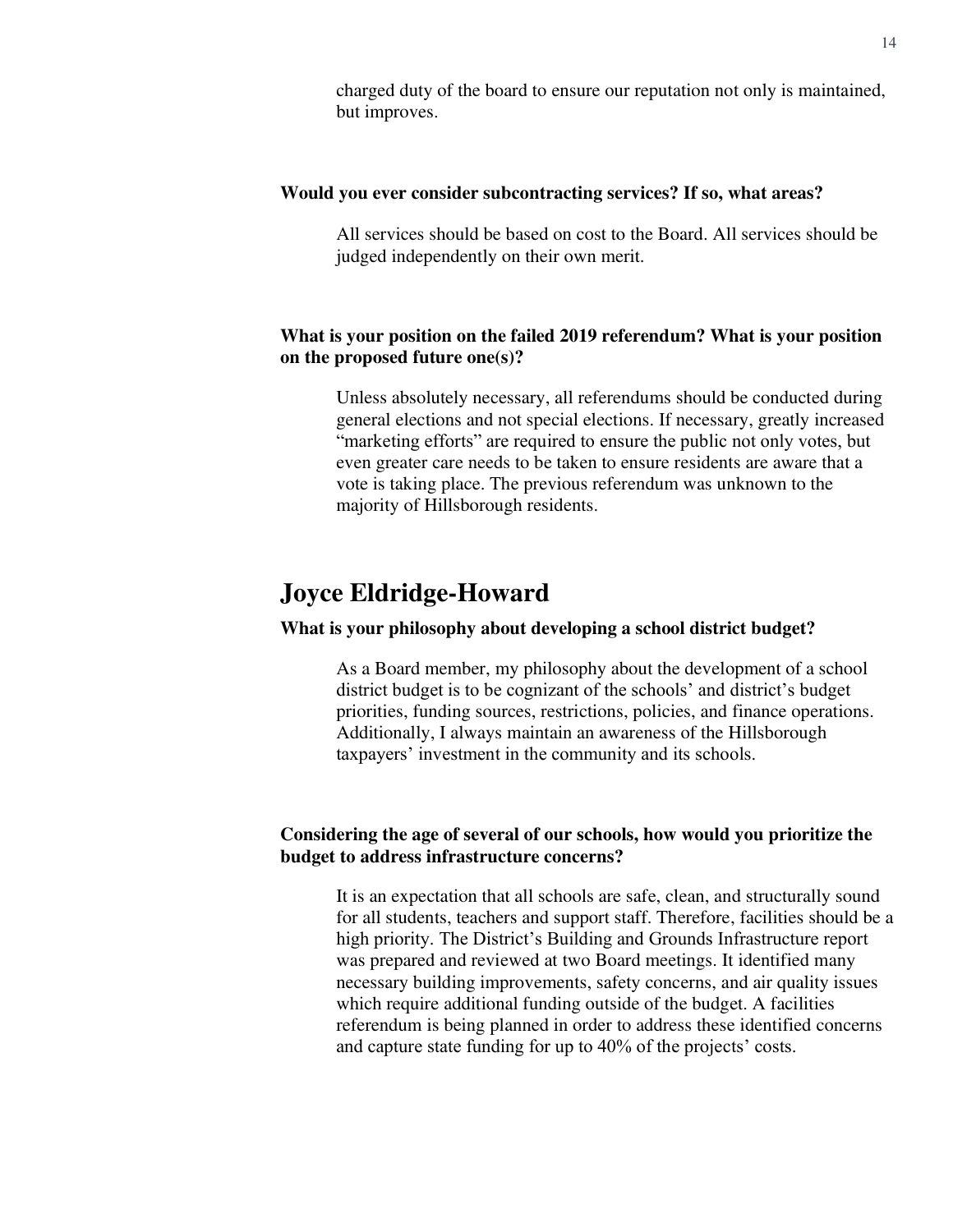charged duty of the board to ensure our reputation not only is maintained, but improves.

**Would you ever consider subcontracting services? If so, what areas?**

All services should be based on cost to the Board. All services should be judged independently on their own merit.

**What is your position on the failed 2019 referendum? What is your position on the proposed future one(s)?**

Unless absolutely necessary, all referendums should be conducted during general elections and not special elections. If necessary, greatly increased "marketing efforts" are required to ensure the public not only votes, but even greater care needs to be taken to ensure residents are aware that a vote is taking place. The previous referendum was unknown to the majority of Hillsborough residents.

## Joyce Eldridge-Howard

**What is your philosophy about developing a school district budget?**

As a Board member, my philosophy about the development of a school district budget is to be cognizant of the schools' and district's budget priorities, funding sources, restrictions, policies, and finance operations. Additionally, I always maintain an awareness of the Hillsborough taxpayers' investment in the community and its schools.

**Considering the age of several of our schools, how would you prioritize the budget to address infrastructure concerns?**

It is an expectation that all schools are safe, clean, and structurally sound for all students, teachers and support staff. Therefore, facilities should be a high priority. The District's Building and Grounds Infrastructure report was prepared and reviewed at two Board meetings. It identified many necessary building improvements, safety concerns, and air quality issues which require additional funding outside of the budget. A facilities referendum is being planned in order to address these identified concerns and capture state funding for up to 40% of the projects' costs.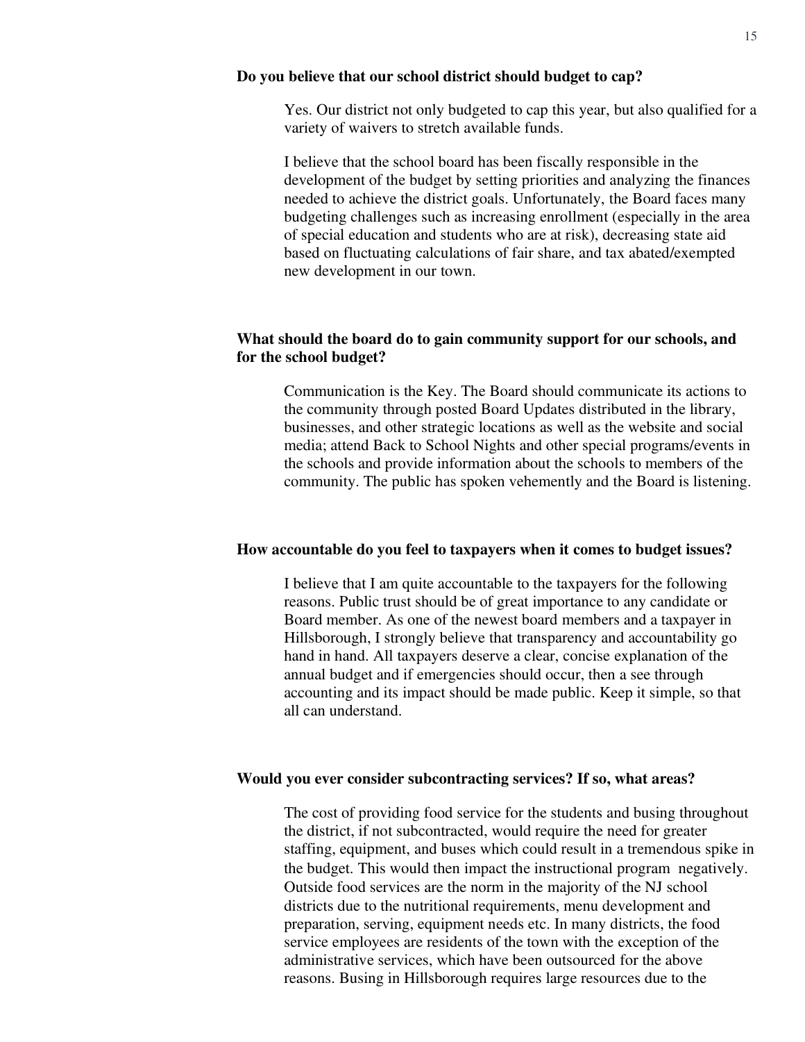**Do you believe that our school district should budget to cap?**

Yes. Our district not only budgeted to cap this year, but also qualified for a variety of waivers to stretch available funds.

I believe that the school board has been fiscally responsible in the development of the budget by setting priorities and analyzing the finances needed to achieve the district goals. Unfortunately, the Board faces many budgeting challenges such as increasing enrollment (especially in the area of special education and students who are at risk), decreasing state aid based on fluctuating calculations of fair share, and tax abated/exempted new development in our town.

**What should the board do to gain community support for our schools, and for the school budget?**

Communication is the Key. The Board should communicate its actions to the community through posted Board Updates distributed in the library, businesses, and other strategic locations as well as the website and social media; attend Back to School Nights and other special programs/events in the schools and provide information about the schools to members of the community. The public has spoken vehemently and the Board is listening.

**How accountable do you feel to taxpayers when it comes to budget issues?**

I believe that I am quite accountable to the taxpayers for the following reasons. Public trust should be of great importance to any candidate or Board member. As one of the newest board members and a taxpayer in Hillsborough, I strongly believe that transparency and accountability go hand in hand. All taxpayers deserve a clear, concise explanation of the annual budget and if emergencies should occur, then a see through accounting and its impact should be made public. Keep it simple, so that all can understand.

**Would you ever consider subcontracting services? If so, what areas?**

The cost of providing food service for the students and busing throughout the district, if not subcontracted, would require the need for greater staffing, equipment, and buses which could result in a tremendous spike in the budget. This would then impact the instructional program negatively. Outside food services are the norm in the majority of the NJ school districts due to the nutritional requirements, menu development and preparation, serving, equipment needs etc. In many districts, the food service employees are residents of the town with the exception of the administrative services, which have been outsourced for the above reasons. Busing in Hillsborough requires large resources due to the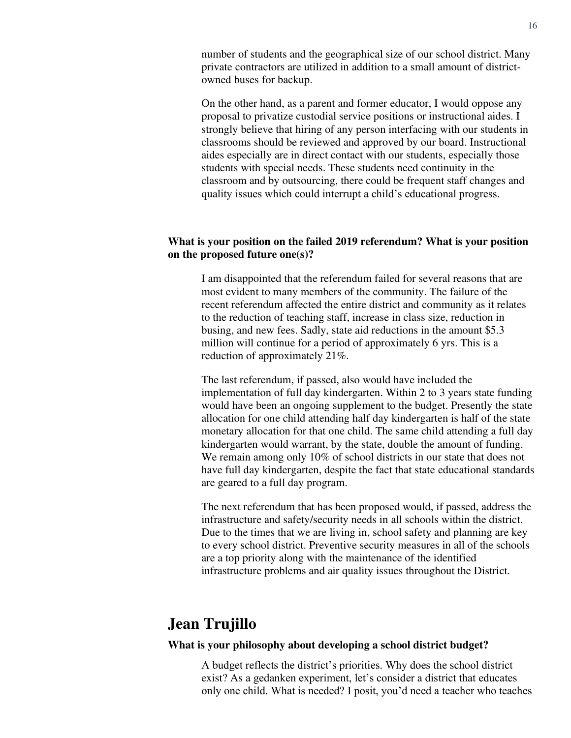number of students and the geographical size of our school district. Many private contractors are utilized in addition to a small amount of district-owned buses for backup.

On the other hand, as a parent and former educator, I would oppose any proposal to privatize custodial service positions or instructional aides. I strongly believe that hiring of any person interfacing with our students in classrooms should be reviewed and approved by our board. Instructional aides especially are in direct contact with our students, especially those students with special needs. These students need continuity in the classroom and by outsourcing, there could be frequent staff changes and quality issues which could interrupt a child's educational progress.

**What is your position on the failed 2019 referendum? What is your position on the proposed future one(s)?**

I am disappointed that the referendum failed for several reasons that are most evident to many members of the community. The failure of the recent referendum affected the entire district and community as it relates to the reduction of teaching staff, increase in class size, reduction in busing, and new fees. Sadly, state aid reductions in the amount $5.3 million will continue for a period of approximately 6 yrs. This is a reduction of approximately 21%.

The last referendum, if passed, also would have included the implementation of full day kindergarten. Within 2 to 3 years state funding would have been an ongoing supplement to the budget. Presently the state allocation for one child attending half day kindergarten is half of the state monetary allocation for that one child. The same child attending a full day kindergarten would warrant, by the state, double the amount of funding. We remain among only 10% of school districts in our state that does not have full day kindergarten, despite the fact that state educational standards are geared to a full day program.

The next referendum that has been proposed would, if passed, address the infrastructure and safety/security needs in all schools within the district. Due to the times that we are living in, school safety and planning are key to every school district. Preventive security measures in all of the schools are a top priority along with the maintenance of the identified infrastructure problems and air quality issues throughout the District.

## Jean Trujillo

**What is your philosophy about developing a school district budget?**

A budget reflects the district's priorities. Why does the school district exist? As a gedanken experiment, let's consider a district that educates only one child. What is needed? I posit, you'd need a teacher who teaches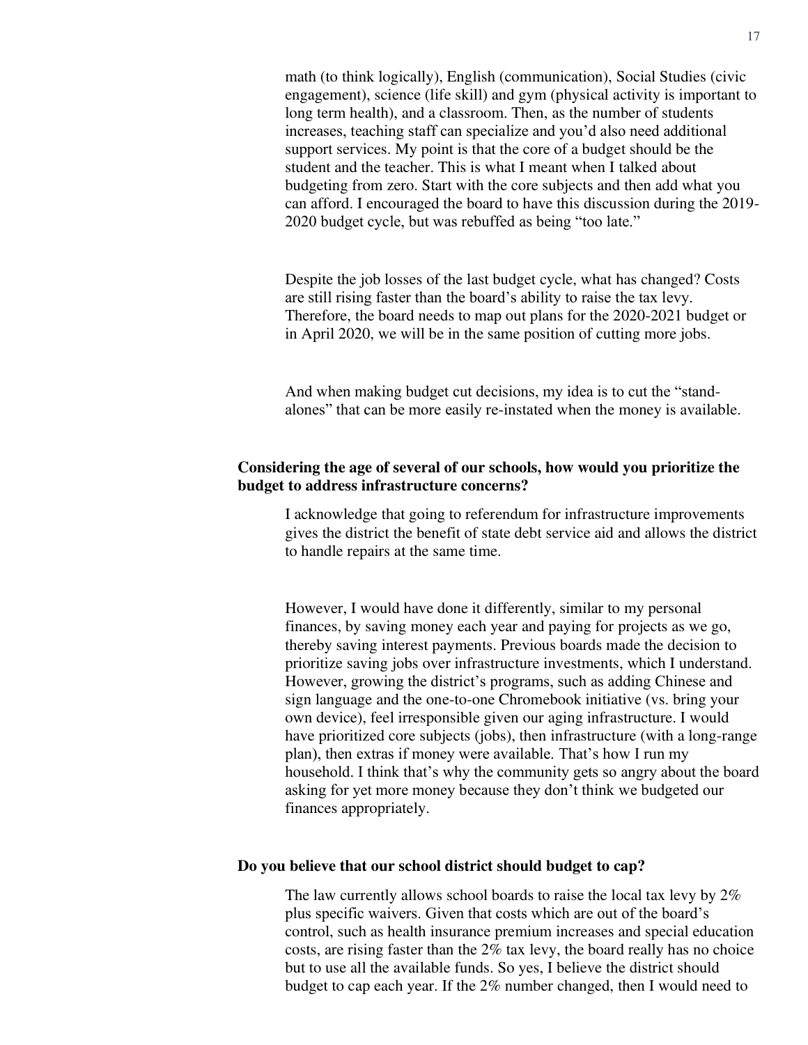math (to think logically), English (communication), Social Studies (civic engagement), science (life skill) and gym (physical activity is important to long term health), and a classroom. Then, as the number of students increases, teaching staff can specialize and you'd also need additional support services. My point is that the core of a budget should be the student and the teacher. This is what I meant when I talked about budgeting from zero. Start with the core subjects and then add what you can afford. I encouraged the board to have this discussion during the 2019-2020 budget cycle, but was rebuffed as being "too late."

Despite the job losses of the last budget cycle, what has changed? Costs are still rising faster than the board's ability to raise the tax levy. Therefore, the board needs to map out plans for the 2020-2021 budget or in April 2020, we will be in the same position of cutting more jobs.

And when making budget cut decisions, my idea is to cut the "stand-alones" that can be more easily re-instated when the money is available.

**Considering the age of several of our schools, how would you prioritize the budget to address infrastructure concerns?**

I acknowledge that going to referendum for infrastructure improvements gives the district the benefit of state debt service aid and allows the district to handle repairs at the same time.

However, I would have done it differently, similar to my personal finances, by saving money each year and paying for projects as we go, thereby saving interest payments. Previous boards made the decision to prioritize saving jobs over infrastructure investments, which I understand. However, growing the district's programs, such as adding Chinese and sign language and the one-to-one Chromebook initiative (vs. bring your own device), feel irresponsible given our aging infrastructure. I would have prioritized core subjects (jobs), then infrastructure (with a long-range plan), then extras if money were available. That's how I run my household. I think that's why the community gets so angry about the board asking for yet more money because they don't think we budgeted our finances appropriately.

**Do you believe that our school district should budget to cap?**

The law currently allows school boards to raise the local tax levy by 2% plus specific waivers. Given that costs which are out of the board's control, such as health insurance premium increases and special education costs, are rising faster than the 2% tax levy, the board really has no choice but to use all the available funds. So yes, I believe the district should budget to cap each year. If the 2% number changed, then I would need to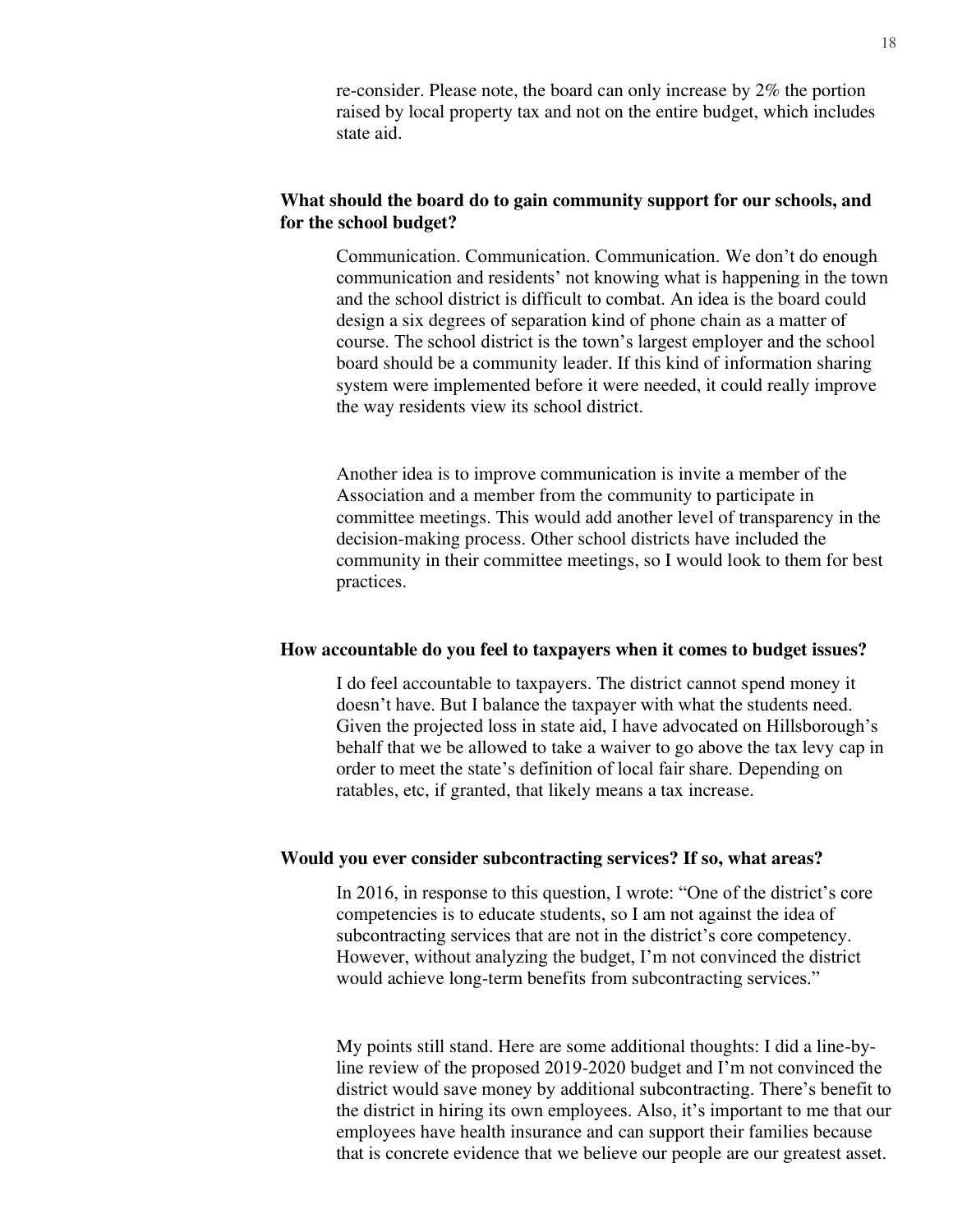re-consider. Please note, the board can only increase by 2% the portion raised by local property tax and not on the entire budget, which includes state aid.

**What should the board do to gain community support for our schools, and for the school budget?**

Communication. Communication. Communication. We don't do enough communication and residents' not knowing what is happening in the town and the school district is difficult to combat. An idea is the board could design a six degrees of separation kind of phone chain as a matter of course. The school district is the town's largest employer and the school board should be a community leader. If this kind of information sharing system were implemented before it were needed, it could really improve the way residents view its school district.

Another idea is to improve communication is invite a member of the Association and a member from the community to participate in committee meetings. This would add another level of transparency in the decision-making process. Other school districts have included the community in their committee meetings, so I would look to them for best practices.

**How accountable do you feel to taxpayers when it comes to budget issues?**

I do feel accountable to taxpayers. The district cannot spend money it doesn't have. But I balance the taxpayer with what the students need. Given the projected loss in state aid, I have advocated on Hillsborough's behalf that we be allowed to take a waiver to go above the tax levy cap in order to meet the state's definition of local fair share. Depending on ratables, etc, if granted, that likely means a tax increase.

**Would you ever consider subcontracting services? If so, what areas?**

In 2016, in response to this question, I wrote: "One of the district's core competencies is to educate students, so I am not against the idea of subcontracting services that are not in the district's core competency. However, without analyzing the budget, I'm not convinced the district would achieve long-term benefits from subcontracting services."

My points still stand. Here are some additional thoughts: I did a line-by-line review of the proposed 2019-2020 budget and I'm not convinced the district would save money by additional subcontracting. There's benefit to the district in hiring its own employees. Also, it's important to me that our employees have health insurance and can support their families because that is concrete evidence that we believe our people are our greatest asset.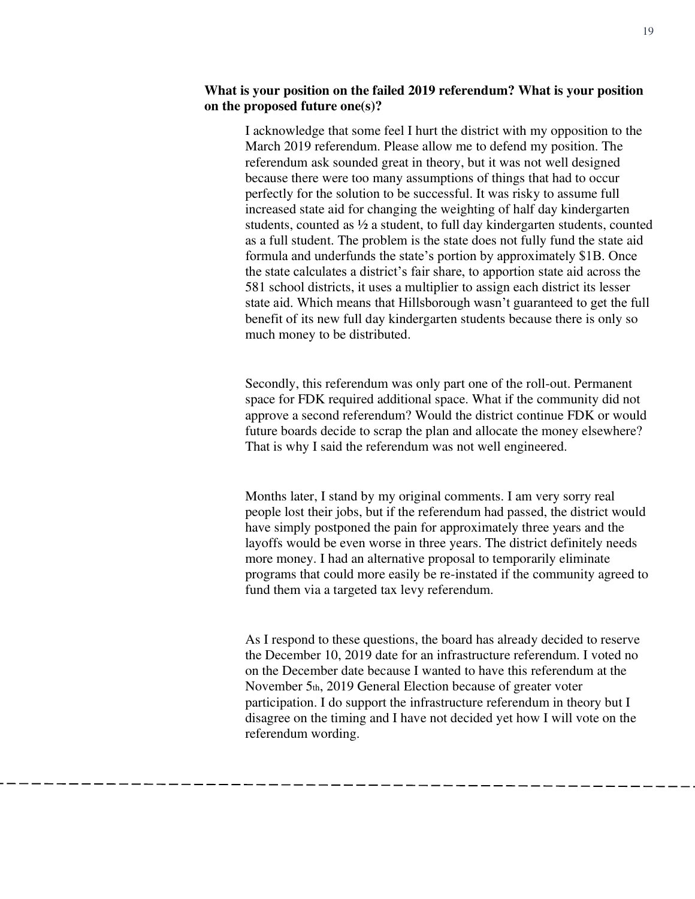**What is your position on the failed 2019 referendum? What is your position on the proposed future one(s)?**

I acknowledge that some feel I hurt the district with my opposition to the March 2019 referendum. Please allow me to defend my position. The referendum ask sounded great in theory, but it was not well designed because there were too many assumptions of things that had to occur perfectly for the solution to be successful. It was risky to assume full increased state aid for changing the weighting of half day kindergarten students, counted as ½ a student, to full day kindergarten students, counted as a full student. The problem is the state does not fully fund the state aid formula and underfunds the state's portion by approximately $1B. Once the state calculates a district's fair share, to apportion state aid across the 581 school districts, it uses a multiplier to assign each district its lesser state aid. Which means that Hillsborough wasn't guaranteed to get the full benefit of its new full day kindergarten students because there is only so much money to be distributed.

Secondly, this referendum was only part one of the roll-out. Permanent space for FDK required additional space. What if the community did not approve a second referendum? Would the district continue FDK or would future boards decide to scrap the plan and allocate the money elsewhere? That is why I said the referendum was not well engineered.

Months later, I stand by my original comments. I am very sorry real people lost their jobs, but if the referendum had passed, the district would have simply postponed the pain for approximately three years and the layoffs would be even worse in three years. The district definitely needs more money. I had an alternative proposal to temporarily eliminate programs that could more easily be re-instated if the community agreed to fund them via a targeted tax levy referendum.

As I respond to these questions, the board has already decided to reserve the December 10, 2019 date for an infrastructure referendum. I voted no on the December date because I wanted to have this referendum at the November 5th, 2019 General Election because of greater voter participation. I do support the infrastructure referendum in theory but I disagree on the timing and I have not decided yet how I will vote on the referendum wording.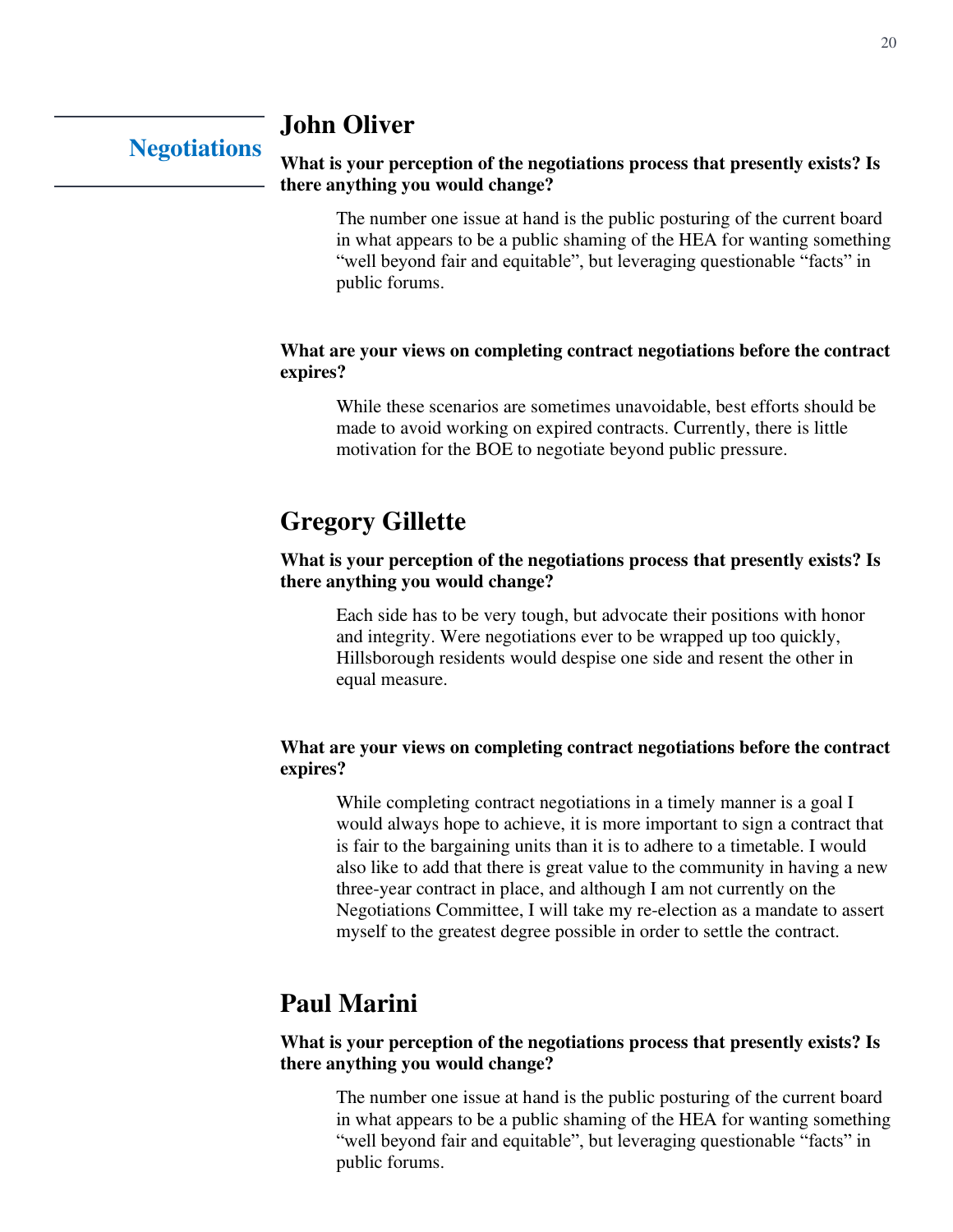## Negotiations

### John Oliver

**What is your perception of the negotiations process that presently exists? Is there anything you would change?**

The number one issue at hand is the public posturing of the current board in what appears to be a public shaming of the HEA for wanting something "well beyond fair and equitable", but leveraging questionable "facts" in public forums.

**What are your views on completing contract negotiations before the contract expires?**

While these scenarios are sometimes unavoidable, best efforts should be made to avoid working on expired contracts. Currently, there is little motivation for the BOE to negotiate beyond public pressure.

### Gregory Gillette

**What is your perception of the negotiations process that presently exists? Is there anything you would change?**

Each side has to be very tough, but advocate their positions with honor and integrity. Were negotiations ever to be wrapped up too quickly, Hillsborough residents would despise one side and resent the other in equal measure.

**What are your views on completing contract negotiations before the contract expires?**

While completing contract negotiations in a timely manner is a goal I would always hope to achieve, it is more important to sign a contract that is fair to the bargaining units than it is to adhere to a timetable. I would also like to add that there is great value to the community in having a new three-year contract in place, and although I am not currently on the Negotiations Committee, I will take my re-election as a mandate to assert myself to the greatest degree possible in order to settle the contract.

### Paul Marini

**What is your perception of the negotiations process that presently exists? Is there anything you would change?**

The number one issue at hand is the public posturing of the current board in what appears to be a public shaming of the HEA for wanting something "well beyond fair and equitable", but leveraging questionable "facts" in public forums.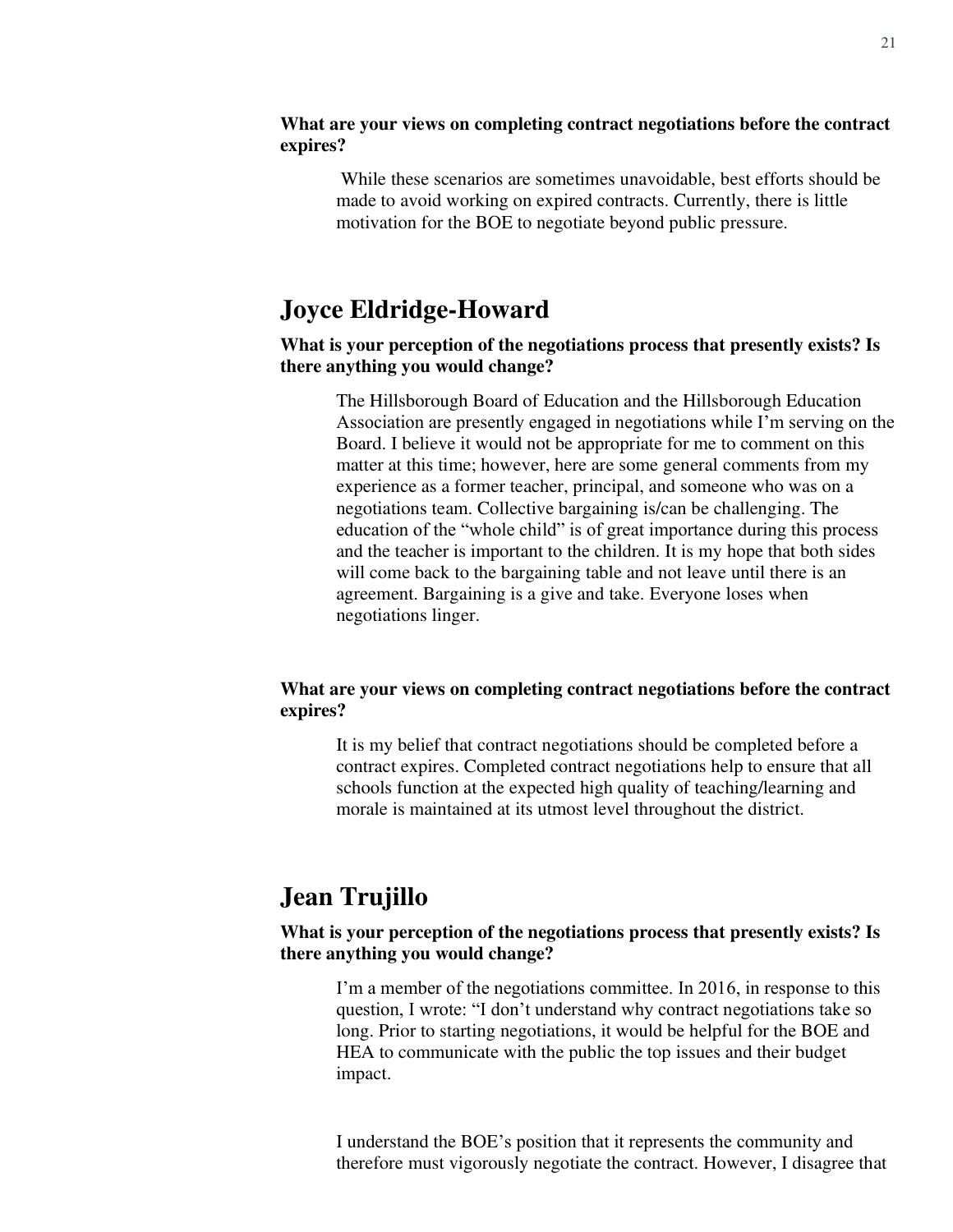**What are your views on completing contract negotiations before the contract expires?**

While these scenarios are sometimes unavoidable, best efforts should be made to avoid working on expired contracts. Currently, there is little motivation for the BOE to negotiate beyond public pressure.

## Joyce Eldridge-Howard

**What is your perception of the negotiations process that presently exists? Is there anything you would change?**

The Hillsborough Board of Education and the Hillsborough Education Association are presently engaged in negotiations while I'm serving on the Board. I believe it would not be appropriate for me to comment on this matter at this time; however, here are some general comments from my experience as a former teacher, principal, and someone who was on a negotiations team. Collective bargaining is/can be challenging. The education of the "whole child" is of great importance during this process and the teacher is important to the children. It is my hope that both sides will come back to the bargaining table and not leave until there is an agreement. Bargaining is a give and take. Everyone loses when negotiations linger.

**What are your views on completing contract negotiations before the contract expires?**

It is my belief that contract negotiations should be completed before a contract expires. Completed contract negotiations help to ensure that all schools function at the expected high quality of teaching/learning and morale is maintained at its utmost level throughout the district.

## Jean Trujillo

**What is your perception of the negotiations process that presently exists? Is there anything you would change?**

I'm a member of the negotiations committee. In 2016, in response to this question, I wrote: "I don't understand why contract negotiations take so long. Prior to starting negotiations, it would be helpful for the BOE and HEA to communicate with the public the top issues and their budget impact.

I understand the BOE's position that it represents the community and therefore must vigorously negotiate the contract. However, I disagree that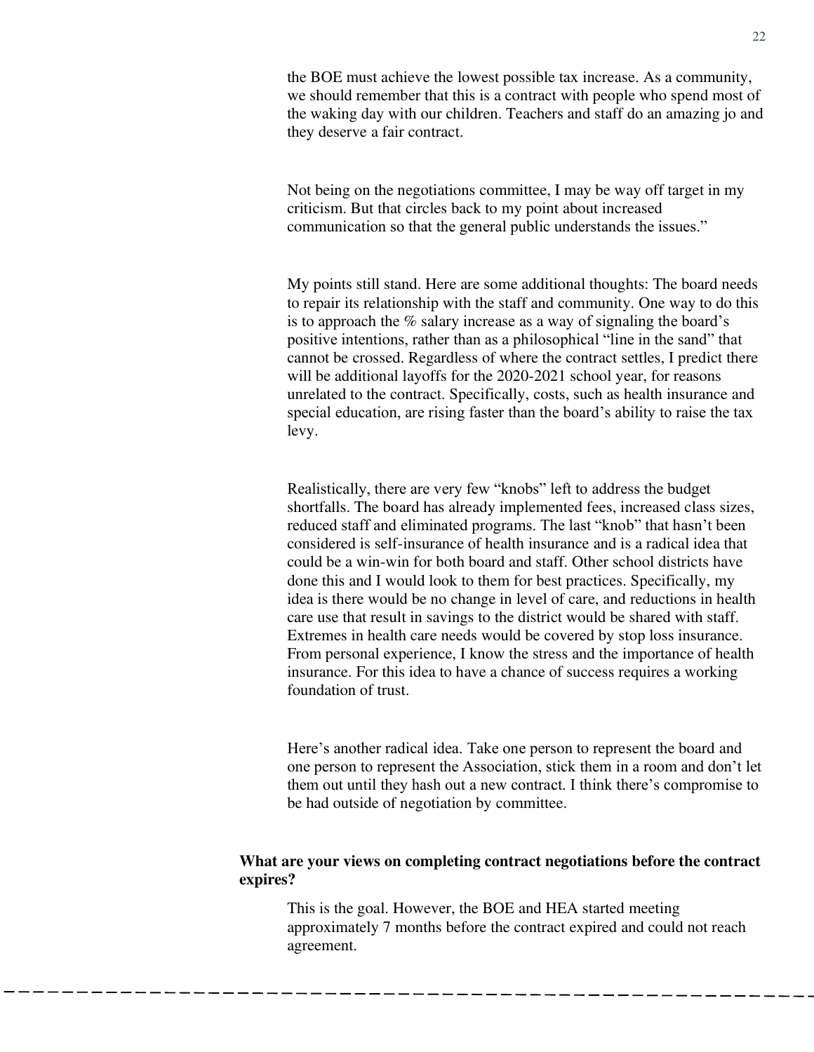the BOE must achieve the lowest possible tax increase. As a community, we should remember that this is a contract with people who spend most of the waking day with our children. Teachers and staff do an amazing jo and they deserve a fair contract.

Not being on the negotiations committee, I may be way off target in my criticism. But that circles back to my point about increased communication so that the general public understands the issues."

My points still stand. Here are some additional thoughts: The board needs to repair its relationship with the staff and community. One way to do this is to approach the % salary increase as a way of signaling the board's positive intentions, rather than as a philosophical "line in the sand" that cannot be crossed. Regardless of where the contract settles, I predict there will be additional layoffs for the 2020-2021 school year, for reasons unrelated to the contract. Specifically, costs, such as health insurance and special education, are rising faster than the board's ability to raise the tax levy.

Realistically, there are very few "knobs" left to address the budget shortfalls. The board has already implemented fees, increased class sizes, reduced staff and eliminated programs. The last "knob" that hasn't been considered is self-insurance of health insurance and is a radical idea that could be a win-win for both board and staff. Other school districts have done this and I would look to them for best practices. Specifically, my idea is there would be no change in level of care, and reductions in health care use that result in savings to the district would be shared with staff. Extremes in health care needs would be covered by stop loss insurance. From personal experience, I know the stress and the importance of health insurance. For this idea to have a chance of success requires a working foundation of trust.

Here's another radical idea. Take one person to represent the board and one person to represent the Association, stick them in a room and don't let them out until they hash out a new contract. I think there's compromise to be had outside of negotiation by committee.

**What are your views on completing contract negotiations before the contract expires?**

This is the goal. However, the BOE and HEA started meeting approximately 7 months before the contract expired and could not reach agreement.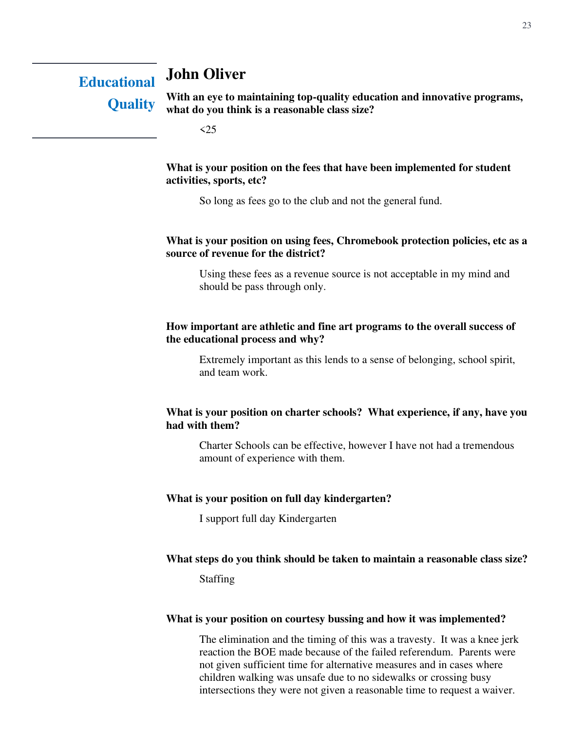## Educational Quality

# John Oliver

**With an eye to maintaining top-quality education and innovative programs, what do you think is a reasonable class size?**

<25

**What is your position on the fees that have been implemented for student activities, sports, etc?**

So long as fees go to the club and not the general fund.

**What is your position on using fees, Chromebook protection policies, etc as a source of revenue for the district?**

Using these fees as a revenue source is not acceptable in my mind and should be pass through only.

**How important are athletic and fine art programs to the overall success of the educational process and why?**

Extremely important as this lends to a sense of belonging, school spirit, and team work.

**What is your position on charter schools? What experience, if any, have you had with them?**

Charter Schools can be effective, however I have not had a tremendous amount of experience with them.

**What is your position on full day kindergarten?**

I support full day Kindergarten

**What steps do you think should be taken to maintain a reasonable class size?**

Staffing

**What is your position on courtesy bussing and how it was implemented?**

The elimination and the timing of this was a travesty. It was a knee jerk reaction the BOE made because of the failed referendum. Parents were not given sufficient time for alternative measures and in cases where children walking was unsafe due to no sidewalks or crossing busy intersections they were not given a reasonable time to request a waiver.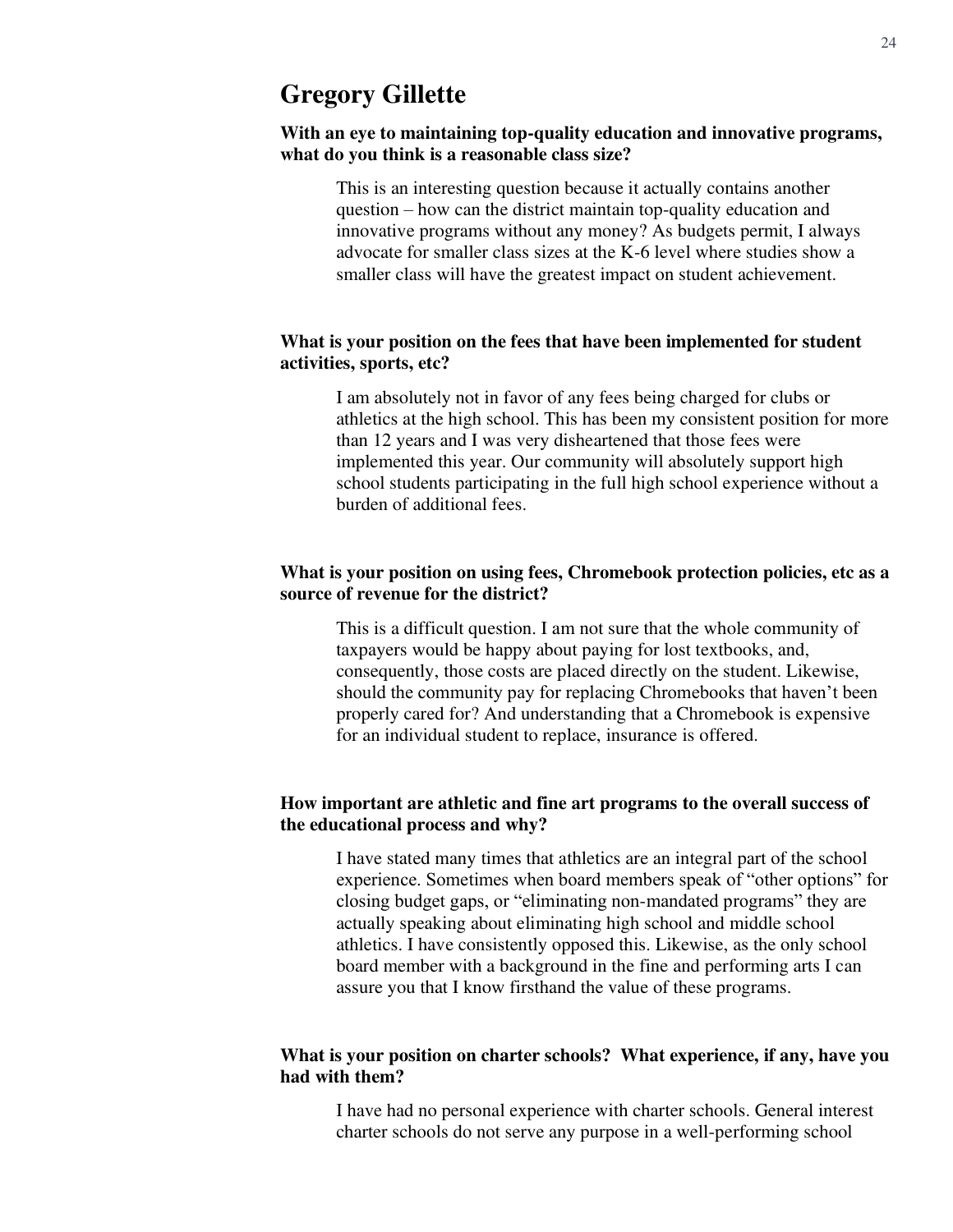## Gregory Gillette

**With an eye to maintaining top-quality education and innovative programs, what do you think is a reasonable class size?**

This is an interesting question because it actually contains another question – how can the district maintain top-quality education and innovative programs without any money? As budgets permit, I always advocate for smaller class sizes at the K-6 level where studies show a smaller class will have the greatest impact on student achievement.

**What is your position on the fees that have been implemented for student activities, sports, etc?**

I am absolutely not in favor of any fees being charged for clubs or athletics at the high school. This has been my consistent position for more than 12 years and I was very disheartened that those fees were implemented this year. Our community will absolutely support high school students participating in the full high school experience without a burden of additional fees.

**What is your position on using fees, Chromebook protection policies, etc as a source of revenue for the district?**

This is a difficult question. I am not sure that the whole community of taxpayers would be happy about paying for lost textbooks, and, consequently, those costs are placed directly on the student. Likewise, should the community pay for replacing Chromebooks that haven't been properly cared for? And understanding that a Chromebook is expensive for an individual student to replace, insurance is offered.

**How important are athletic and fine art programs to the overall success of the educational process and why?**

I have stated many times that athletics are an integral part of the school experience. Sometimes when board members speak of "other options" for closing budget gaps, or "eliminating non-mandated programs" they are actually speaking about eliminating high school and middle school athletics. I have consistently opposed this. Likewise, as the only school board member with a background in the fine and performing arts I can assure you that I know firsthand the value of these programs.

**What is your position on charter schools? What experience, if any, have you had with them?**

I have had no personal experience with charter schools. General interest charter schools do not serve any purpose in a well-performing school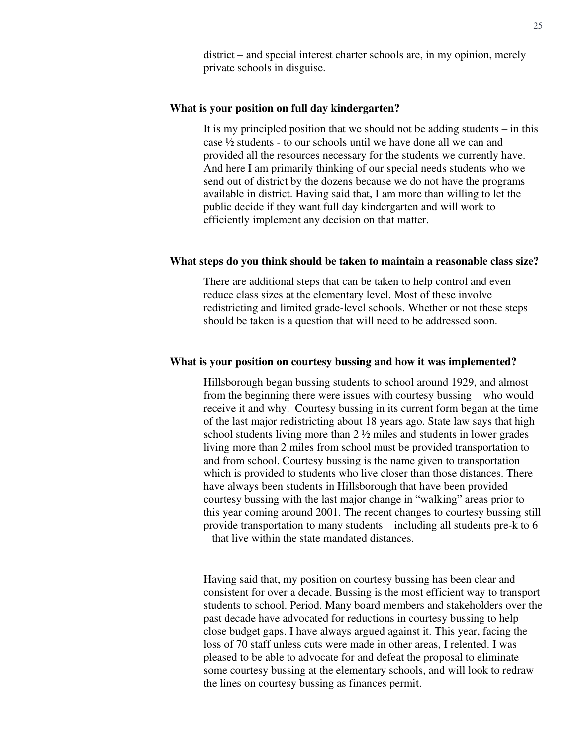district – and special interest charter schools are, in my opinion, merely private schools in disguise.

**What is your position on full day kindergarten?**

It is my principled position that we should not be adding students – in this case ½ students - to our schools until we have done all we can and provided all the resources necessary for the students we currently have. And here I am primarily thinking of our special needs students who we send out of district by the dozens because we do not have the programs available in district. Having said that, I am more than willing to let the public decide if they want full day kindergarten and will work to efficiently implement any decision on that matter.

**What steps do you think should be taken to maintain a reasonable class size?**

There are additional steps that can be taken to help control and even reduce class sizes at the elementary level. Most of these involve redistricting and limited grade-level schools. Whether or not these steps should be taken is a question that will need to be addressed soon.

**What is your position on courtesy bussing and how it was implemented?**

Hillsborough began bussing students to school around 1929, and almost from the beginning there were issues with courtesy bussing – who would receive it and why. Courtesy bussing in its current form began at the time of the last major redistricting about 18 years ago. State law says that high school students living more than 2 ½ miles and students in lower grades living more than 2 miles from school must be provided transportation to and from school. Courtesy bussing is the name given to transportation which is provided to students who live closer than those distances. There have always been students in Hillsborough that have been provided courtesy bussing with the last major change in "walking" areas prior to this year coming around 2001. The recent changes to courtesy bussing still provide transportation to many students – including all students pre-k to 6 – that live within the state mandated distances.

Having said that, my position on courtesy bussing has been clear and consistent for over a decade. Bussing is the most efficient way to transport students to school. Period. Many board members and stakeholders over the past decade have advocated for reductions in courtesy bussing to help close budget gaps. I have always argued against it. This year, facing the loss of 70 staff unless cuts were made in other areas, I relented. I was pleased to be able to advocate for and defeat the proposal to eliminate some courtesy bussing at the elementary schools, and will look to redraw the lines on courtesy bussing as finances permit.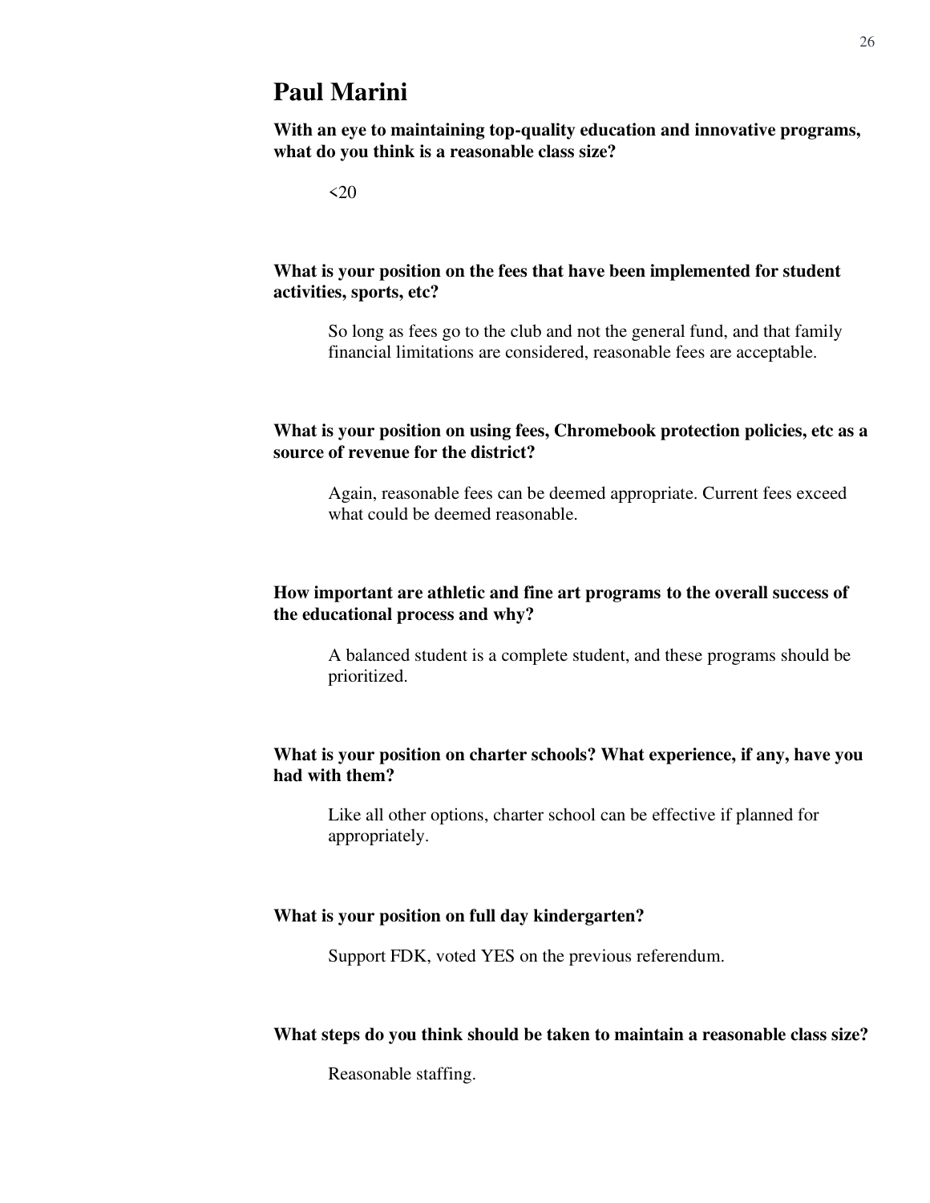# Paul Marini

**With an eye to maintaining top-quality education and innovative programs, what do you think is a reasonable class size?**

<20

**What is your position on the fees that have been implemented for student activities, sports, etc?**

So long as fees go to the club and not the general fund, and that family financial limitations are considered, reasonable fees are acceptable.

**What is your position on using fees, Chromebook protection policies, etc as a source of revenue for the district?**

Again, reasonable fees can be deemed appropriate. Current fees exceed what could be deemed reasonable.

**How important are athletic and fine art programs to the overall success of the educational process and why?**

A balanced student is a complete student, and these programs should be prioritized.

**What is your position on charter schools? What experience, if any, have you had with them?**

Like all other options, charter school can be effective if planned for appropriately.

**What is your position on full day kindergarten?**

Support FDK, voted YES on the previous referendum.

**What steps do you think should be taken to maintain a reasonable class size?**

Reasonable staffing.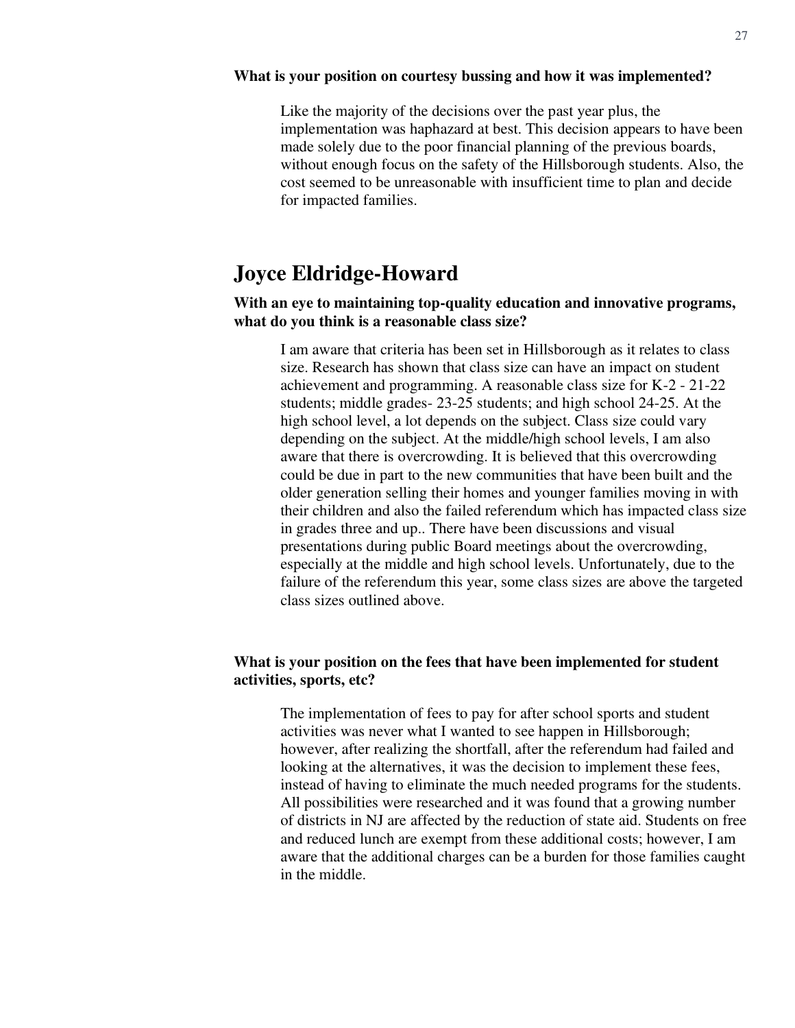**What is your position on courtesy bussing and how it was implemented?**

Like the majority of the decisions over the past year plus, the implementation was haphazard at best. This decision appears to have been made solely due to the poor financial planning of the previous boards, without enough focus on the safety of the Hillsborough students. Also, the cost seemed to be unreasonable with insufficient time to plan and decide for impacted families.

## Joyce Eldridge-Howard

**With an eye to maintaining top-quality education and innovative programs, what do you think is a reasonable class size?**

I am aware that criteria has been set in Hillsborough as it relates to class size. Research has shown that class size can have an impact on student achievement and programming. A reasonable class size for K-2 - 21-22 students; middle grades- 23-25 students; and high school 24-25. At the high school level, a lot depends on the subject. Class size could vary depending on the subject. At the middle/high school levels, I am also aware that there is overcrowding. It is believed that this overcrowding could be due in part to the new communities that have been built and the older generation selling their homes and younger families moving in with their children and also the failed referendum which has impacted class size in grades three and up.. There have been discussions and visual presentations during public Board meetings about the overcrowding, especially at the middle and high school levels. Unfortunately, due to the failure of the referendum this year, some class sizes are above the targeted class sizes outlined above.

**What is your position on the fees that have been implemented for student activities, sports, etc?**

The implementation of fees to pay for after school sports and student activities was never what I wanted to see happen in Hillsborough; however, after realizing the shortfall, after the referendum had failed and looking at the alternatives, it was the decision to implement these fees, instead of having to eliminate the much needed programs for the students. All possibilities were researched and it was found that a growing number of districts in NJ are affected by the reduction of state aid. Students on free and reduced lunch are exempt from these additional costs; however, I am aware that the additional charges can be a burden for those families caught in the middle.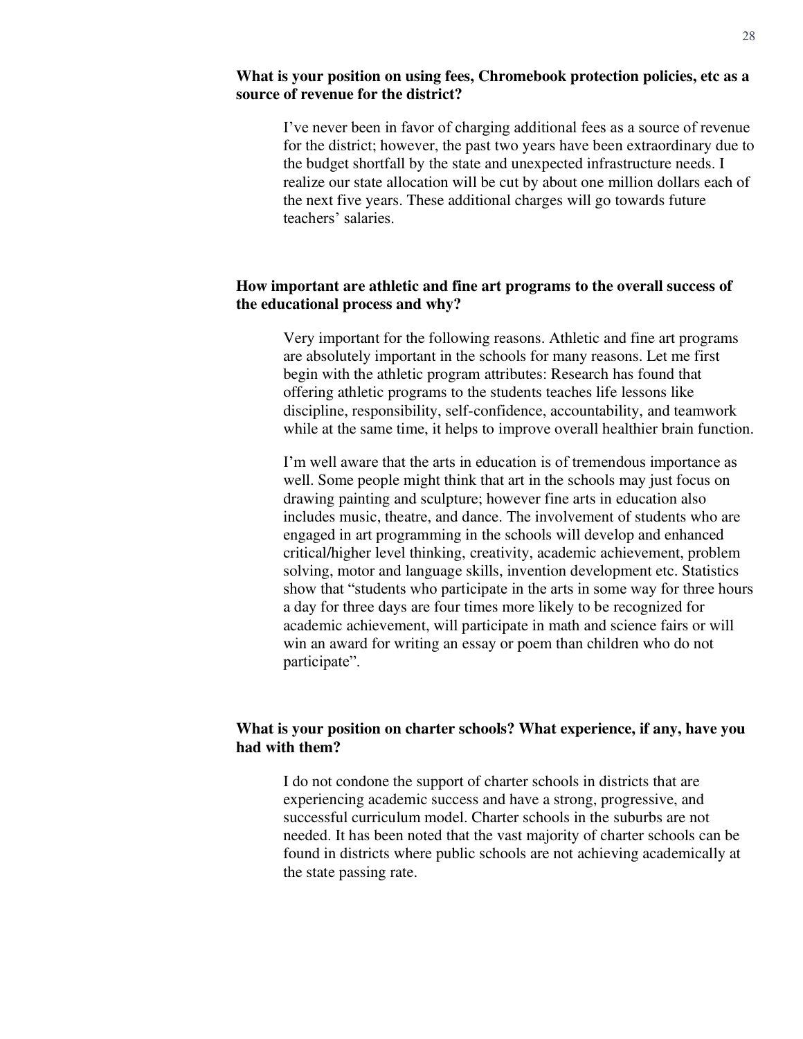**What is your position on using fees, Chromebook protection policies, etc as a source of revenue for the district?**

I've never been in favor of charging additional fees as a source of revenue for the district; however, the past two years have been extraordinary due to the budget shortfall by the state and unexpected infrastructure needs. I realize our state allocation will be cut by about one million dollars each of the next five years. These additional charges will go towards future teachers' salaries.

**How important are athletic and fine art programs to the overall success of the educational process and why?**

Very important for the following reasons. Athletic and fine art programs are absolutely important in the schools for many reasons. Let me first begin with the athletic program attributes: Research has found that offering athletic programs to the students teaches life lessons like discipline, responsibility, self-confidence, accountability, and teamwork while at the same time, it helps to improve overall healthier brain function.

I'm well aware that the arts in education is of tremendous importance as well. Some people might think that art in the schools may just focus on drawing painting and sculpture; however fine arts in education also includes music, theatre, and dance. The involvement of students who are engaged in art programming in the schools will develop and enhanced critical/higher level thinking, creativity, academic achievement, problem solving, motor and language skills, invention development etc. Statistics show that "students who participate in the arts in some way for three hours a day for three days are four times more likely to be recognized for academic achievement, will participate in math and science fairs or will win an award for writing an essay or poem than children who do not participate".

**What is your position on charter schools? What experience, if any, have you had with them?**

I do not condone the support of charter schools in districts that are experiencing academic success and have a strong, progressive, and successful curriculum model. Charter schools in the suburbs are not needed. It has been noted that the vast majority of charter schools can be found in districts where public schools are not achieving academically at the state passing rate.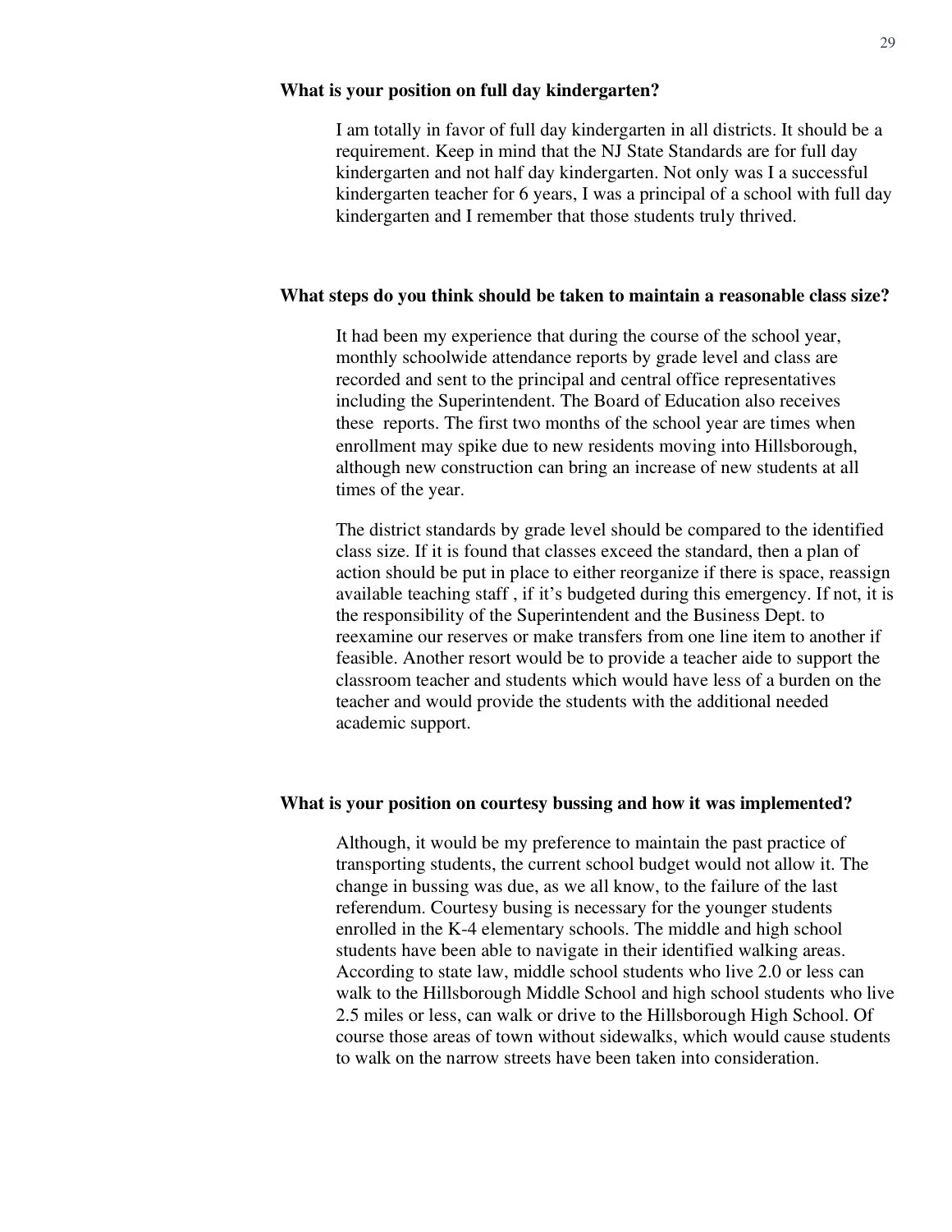**What is your position on full day kindergarten?**

I am totally in favor of full day kindergarten in all districts. It should be a requirement. Keep in mind that the NJ State Standards are for full day kindergarten and not half day kindergarten. Not only was I a successful kindergarten teacher for 6 years, I was a principal of a school with full day kindergarten and I remember that those students truly thrived.

**What steps do you think should be taken to maintain a reasonable class size?**

It had been my experience that during the course of the school year, monthly schoolwide attendance reports by grade level and class are recorded and sent to the principal and central office representatives including the Superintendent. The Board of Education also receives these reports. The first two months of the school year are times when enrollment may spike due to new residents moving into Hillsborough, although new construction can bring an increase of new students at all times of the year.

The district standards by grade level should be compared to the identified class size. If it is found that classes exceed the standard, then a plan of action should be put in place to either reorganize if there is space, reassign available teaching staff , if it's budgeted during this emergency. If not, it is the responsibility of the Superintendent and the Business Dept. to reexamine our reserves or make transfers from one line item to another if feasible. Another resort would be to provide a teacher aide to support the classroom teacher and students which would have less of a burden on the teacher and would provide the students with the additional needed academic support.

**What is your position on courtesy bussing and how it was implemented?**

Although, it would be my preference to maintain the past practice of transporting students, the current school budget would not allow it. The change in bussing was due, as we all know, to the failure of the last referendum. Courtesy busing is necessary for the younger students enrolled in the K-4 elementary schools. The middle and high school students have been able to navigate in their identified walking areas. According to state law, middle school students who live 2.0 or less can walk to the Hillsborough Middle School and high school students who live 2.5 miles or less, can walk or drive to the Hillsborough High School. Of course those areas of town without sidewalks, which would cause students to walk on the narrow streets have been taken into consideration.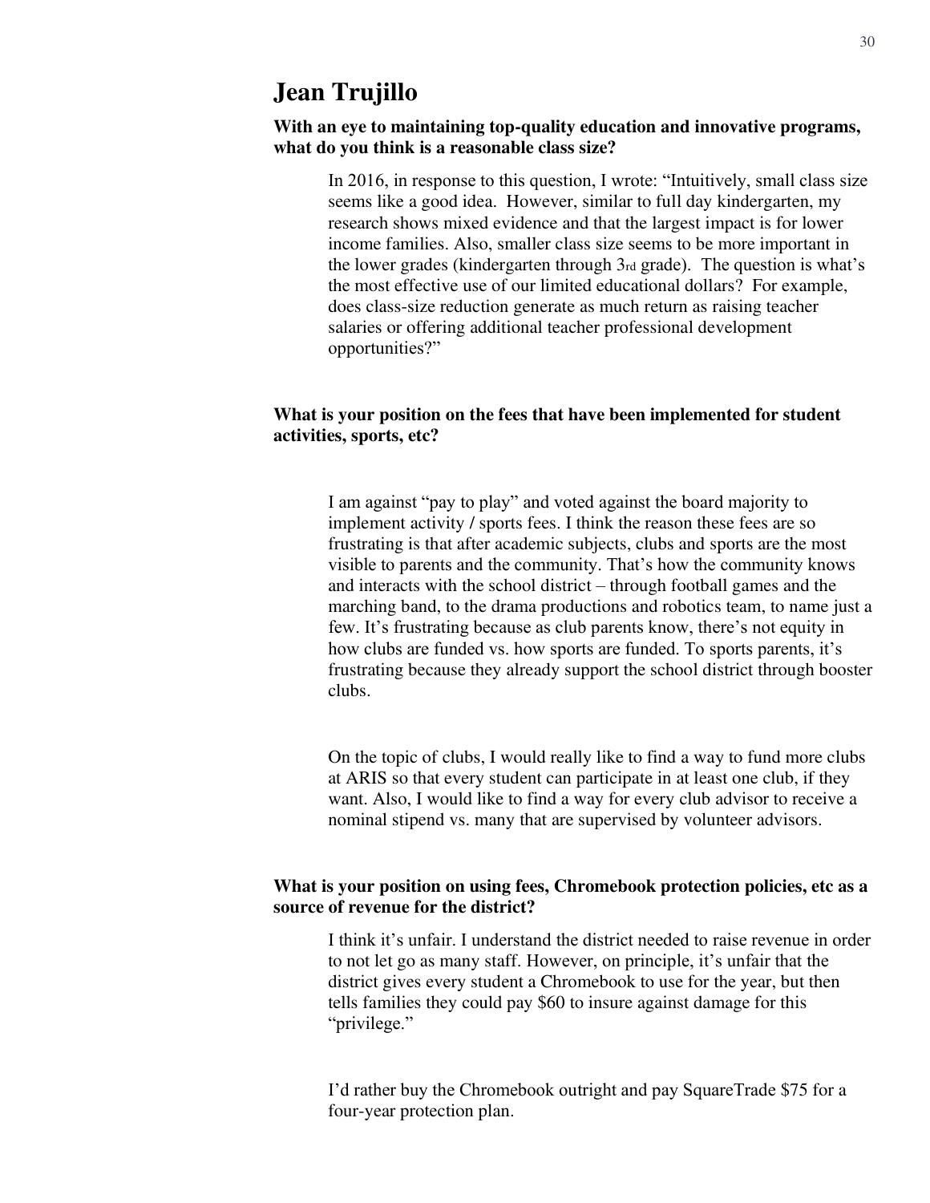# Jean Trujillo

**With an eye to maintaining top-quality education and innovative programs, what do you think is a reasonable class size?**

In 2016, in response to this question, I wrote: "Intuitively, small class size seems like a good idea. However, similar to full day kindergarten, my research shows mixed evidence and that the largest impact is for lower income families. Also, smaller class size seems to be more important in the lower grades (kindergarten through 3rd grade). The question is what's the most effective use of our limited educational dollars? For example, does class-size reduction generate as much return as raising teacher salaries or offering additional teacher professional development opportunities?"

**What is your position on the fees that have been implemented for student activities, sports, etc?**

I am against "pay to play" and voted against the board majority to implement activity / sports fees. I think the reason these fees are so frustrating is that after academic subjects, clubs and sports are the most visible to parents and the community. That's how the community knows and interacts with the school district – through football games and the marching band, to the drama productions and robotics team, to name just a few. It's frustrating because as club parents know, there's not equity in how clubs are funded vs. how sports are funded. To sports parents, it's frustrating because they already support the school district through booster clubs.

On the topic of clubs, I would really like to find a way to fund more clubs at ARIS so that every student can participate in at least one club, if they want. Also, I would like to find a way for every club advisor to receive a nominal stipend vs. many that are supervised by volunteer advisors.

**What is your position on using fees, Chromebook protection policies, etc as a source of revenue for the district?**

I think it's unfair. I understand the district needed to raise revenue in order to not let go as many staff. However, on principle, it's unfair that the district gives every student a Chromebook to use for the year, but then tells families they could pay $60 to insure against damage for this "privilege."

I'd rather buy the Chromebook outright and pay SquareTrade $75 for a four-year protection plan.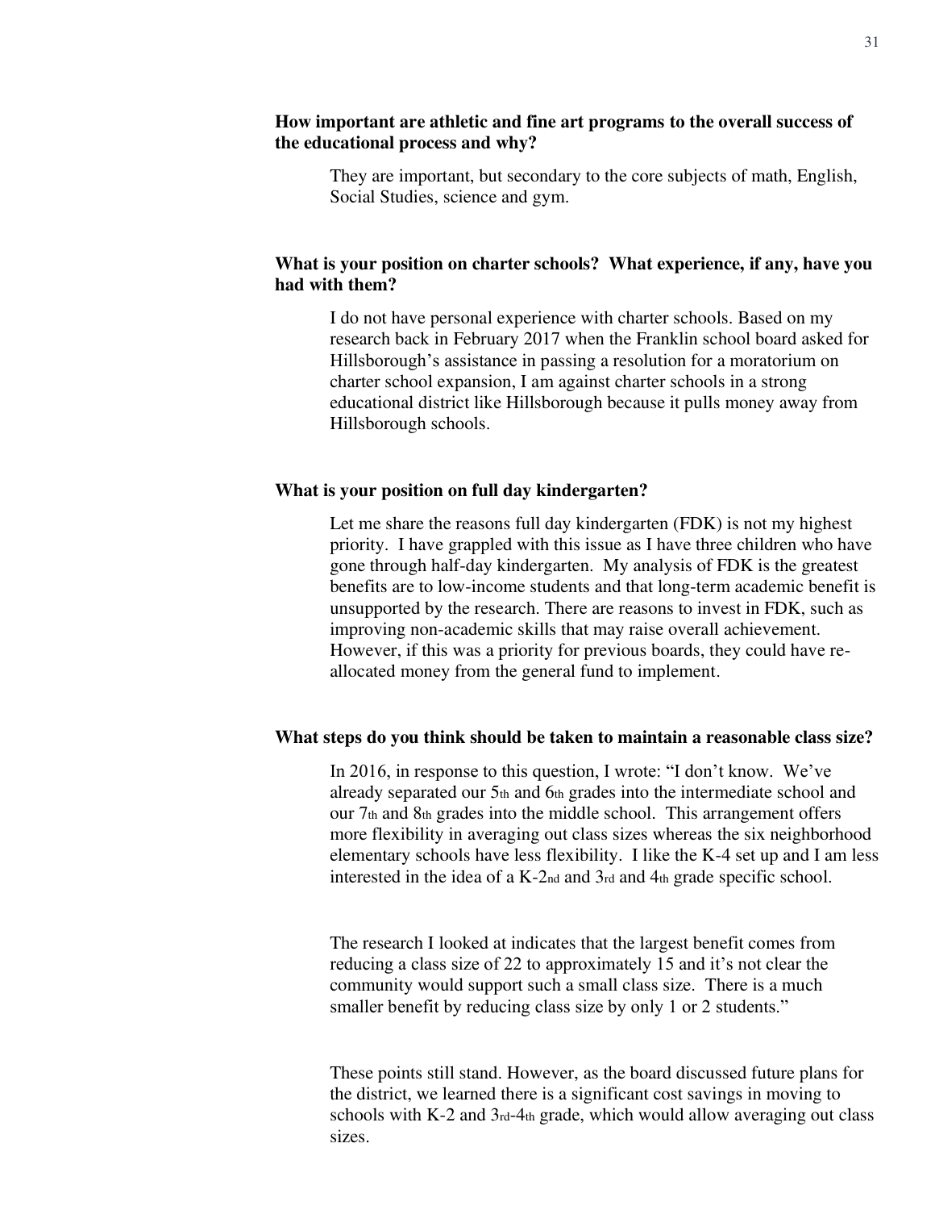**How important are athletic and fine art programs to the overall success of the educational process and why?**

They are important, but secondary to the core subjects of math, English, Social Studies, science and gym.

**What is your position on charter schools? What experience, if any, have you had with them?**

I do not have personal experience with charter schools. Based on my research back in February 2017 when the Franklin school board asked for Hillsborough's assistance in passing a resolution for a moratorium on charter school expansion, I am against charter schools in a strong educational district like Hillsborough because it pulls money away from Hillsborough schools.

**What is your position on full day kindergarten?**

Let me share the reasons full day kindergarten (FDK) is not my highest priority. I have grappled with this issue as I have three children who have gone through half-day kindergarten. My analysis of FDK is the greatest benefits are to low-income students and that long-term academic benefit is unsupported by the research. There are reasons to invest in FDK, such as improving non-academic skills that may raise overall achievement. However, if this was a priority for previous boards, they could have re-allocated money from the general fund to implement.

**What steps do you think should be taken to maintain a reasonable class size?**

In 2016, in response to this question, I wrote: "I don't know. We've already separated our 5th and 6th grades into the intermediate school and our 7th and 8th grades into the middle school. This arrangement offers more flexibility in averaging out class sizes whereas the six neighborhood elementary schools have less flexibility. I like the K-4 set up and I am less interested in the idea of a K-2nd and 3rd and 4th grade specific school.

The research I looked at indicates that the largest benefit comes from reducing a class size of 22 to approximately 15 and it's not clear the community would support such a small class size. There is a much smaller benefit by reducing class size by only 1 or 2 students."

These points still stand. However, as the board discussed future plans for the district, we learned there is a significant cost savings in moving to schools with K-2 and 3rd-4th grade, which would allow averaging out class sizes.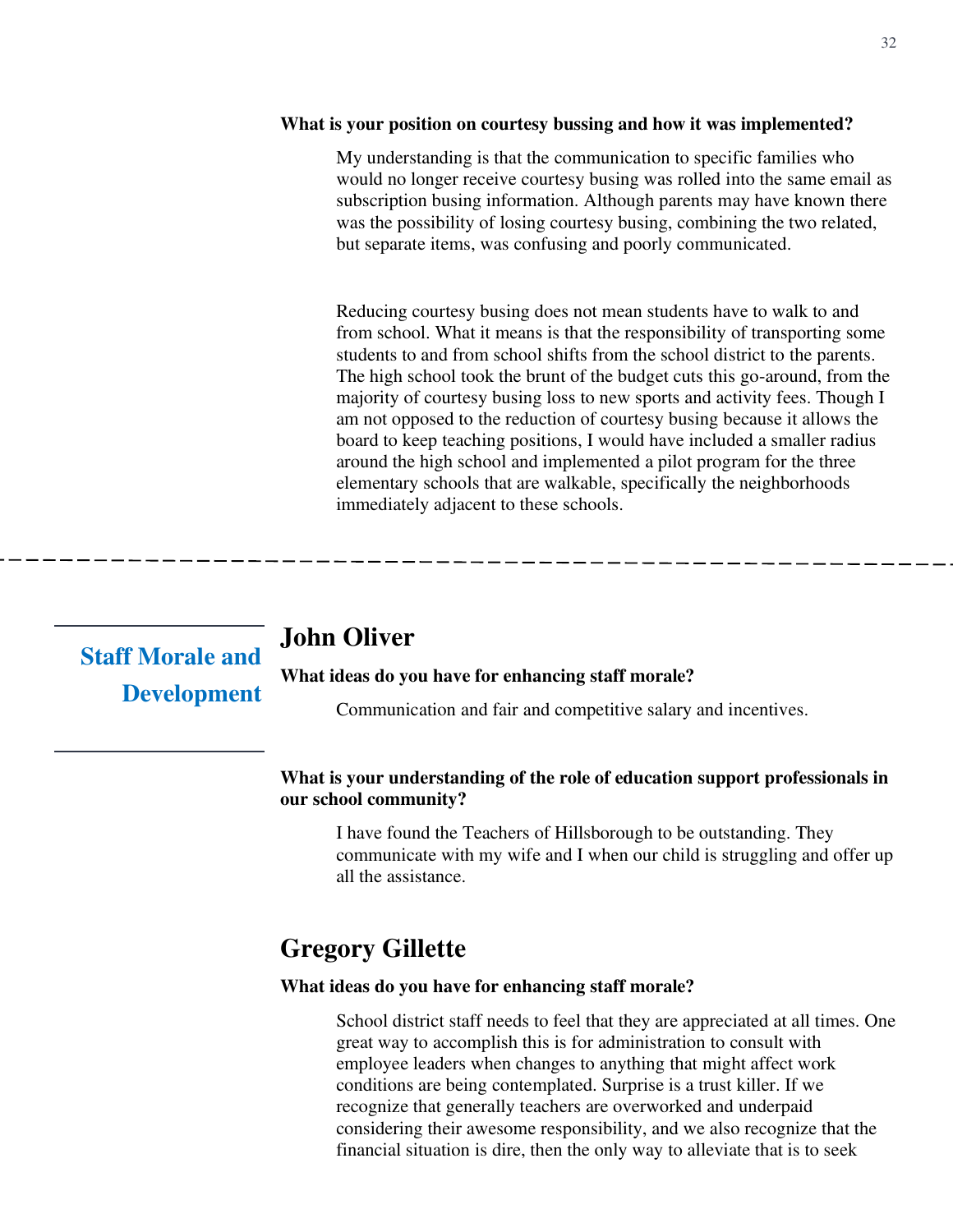**What is your position on courtesy bussing and how it was implemented?**

My understanding is that the communication to specific families who would no longer receive courtesy busing was rolled into the same email as subscription busing information. Although parents may have known there was the possibility of losing courtesy busing, combining the two related, but separate items, was confusing and poorly communicated.

Reducing courtesy busing does not mean students have to walk to and from school. What it means is that the responsibility of transporting some students to and from school shifts from the school district to the parents. The high school took the brunt of the budget cuts this go-around, from the majority of courtesy busing loss to new sports and activity fees. Though I am not opposed to the reduction of courtesy busing because it allows the board to keep teaching positions, I would have included a smaller radius around the high school and implemented a pilot program for the three elementary schools that are walkable, specifically the neighborhoods immediately adjacent to these schools.

---

## Staff Morale and Development

### John Oliver

**What ideas do you have for enhancing staff morale?**

Communication and fair and competitive salary and incentives.

**What is your understanding of the role of education support professionals in our school community?**

I have found the Teachers of Hillsborough to be outstanding. They communicate with my wife and I when our child is struggling and offer up all the assistance.

### Gregory Gillette

**What ideas do you have for enhancing staff morale?**

School district staff needs to feel that they are appreciated at all times. One great way to accomplish this is for administration to consult with employee leaders when changes to anything that might affect work conditions are being contemplated. Surprise is a trust killer. If we recognize that generally teachers are overworked and underpaid considering their awesome responsibility, and we also recognize that the financial situation is dire, then the only way to alleviate that is to seek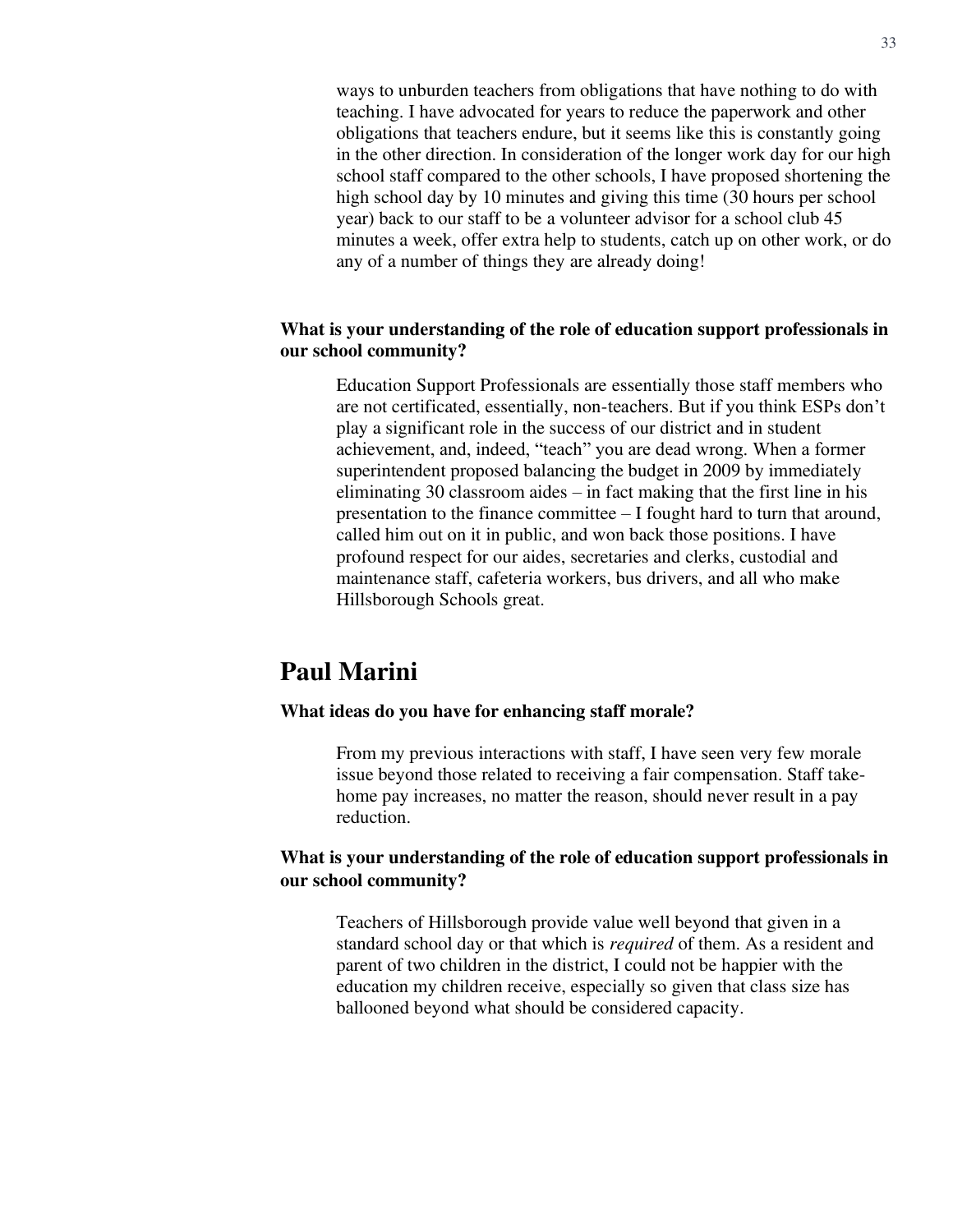ways to unburden teachers from obligations that have nothing to do with teaching. I have advocated for years to reduce the paperwork and other obligations that teachers endure, but it seems like this is constantly going in the other direction. In consideration of the longer work day for our high school staff compared to the other schools, I have proposed shortening the high school day by 10 minutes and giving this time (30 hours per school year) back to our staff to be a volunteer advisor for a school club 45 minutes a week, offer extra help to students, catch up on other work, or do any of a number of things they are already doing!

**What is your understanding of the role of education support professionals in our school community?**

Education Support Professionals are essentially those staff members who are not certificated, essentially, non-teachers. But if you think ESPs don't play a significant role in the success of our district and in student achievement, and, indeed, "teach" you are dead wrong. When a former superintendent proposed balancing the budget in 2009 by immediately eliminating 30 classroom aides – in fact making that the first line in his presentation to the finance committee – I fought hard to turn that around, called him out on it in public, and won back those positions. I have profound respect for our aides, secretaries and clerks, custodial and maintenance staff, cafeteria workers, bus drivers, and all who make Hillsborough Schools great.

## Paul Marini

**What ideas do you have for enhancing staff morale?**

From my previous interactions with staff, I have seen very few morale issue beyond those related to receiving a fair compensation. Staff take-home pay increases, no matter the reason, should never result in a pay reduction.

**What is your understanding of the role of education support professionals in our school community?**

Teachers of Hillsborough provide value well beyond that given in a standard school day or that which is *required* of them. As a resident and parent of two children in the district, I could not be happier with the education my children receive, especially so given that class size has ballooned beyond what should be considered capacity.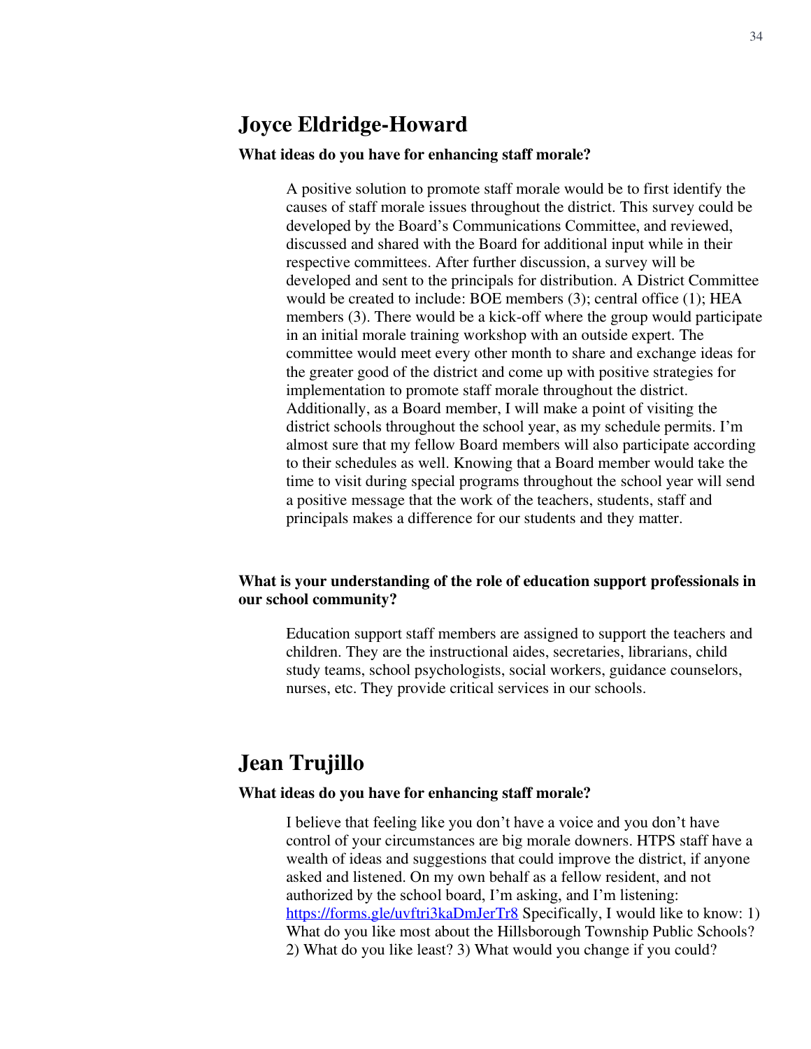## Joyce Eldridge-Howard

**What ideas do you have for enhancing staff morale?**

A positive solution to promote staff morale would be to first identify the causes of staff morale issues throughout the district. This survey could be developed by the Board's Communications Committee, and reviewed, discussed and shared with the Board for additional input while in their respective committees. After further discussion, a survey will be developed and sent to the principals for distribution. A District Committee would be created to include: BOE members (3); central office (1); HEA members (3). There would be a kick-off where the group would participate in an initial morale training workshop with an outside expert. The committee would meet every other month to share and exchange ideas for the greater good of the district and come up with positive strategies for implementation to promote staff morale throughout the district. Additionally, as a Board member, I will make a point of visiting the district schools throughout the school year, as my schedule permits. I'm almost sure that my fellow Board members will also participate according to their schedules as well. Knowing that a Board member would take the time to visit during special programs throughout the school year will send a positive message that the work of the teachers, students, staff and principals makes a difference for our students and they matter.

**What is your understanding of the role of education support professionals in our school community?**

Education support staff members are assigned to support the teachers and children. They are the instructional aides, secretaries, librarians, child study teams, school psychologists, social workers, guidance counselors, nurses, etc. They provide critical services in our schools.

## Jean Trujillo

**What ideas do you have for enhancing staff morale?**

I believe that feeling like you don't have a voice and you don't have control of your circumstances are big morale downers. HTPS staff have a wealth of ideas and suggestions that could improve the district, if anyone asked and listened. On my own behalf as a fellow resident, and not authorized by the school board, I'm asking, and I'm listening: https://forms.gle/uvftri3kaDmJerTr8 Specifically, I would like to know: 1) What do you like most about the Hillsborough Township Public Schools? 2) What do you like least? 3) What would you change if you could?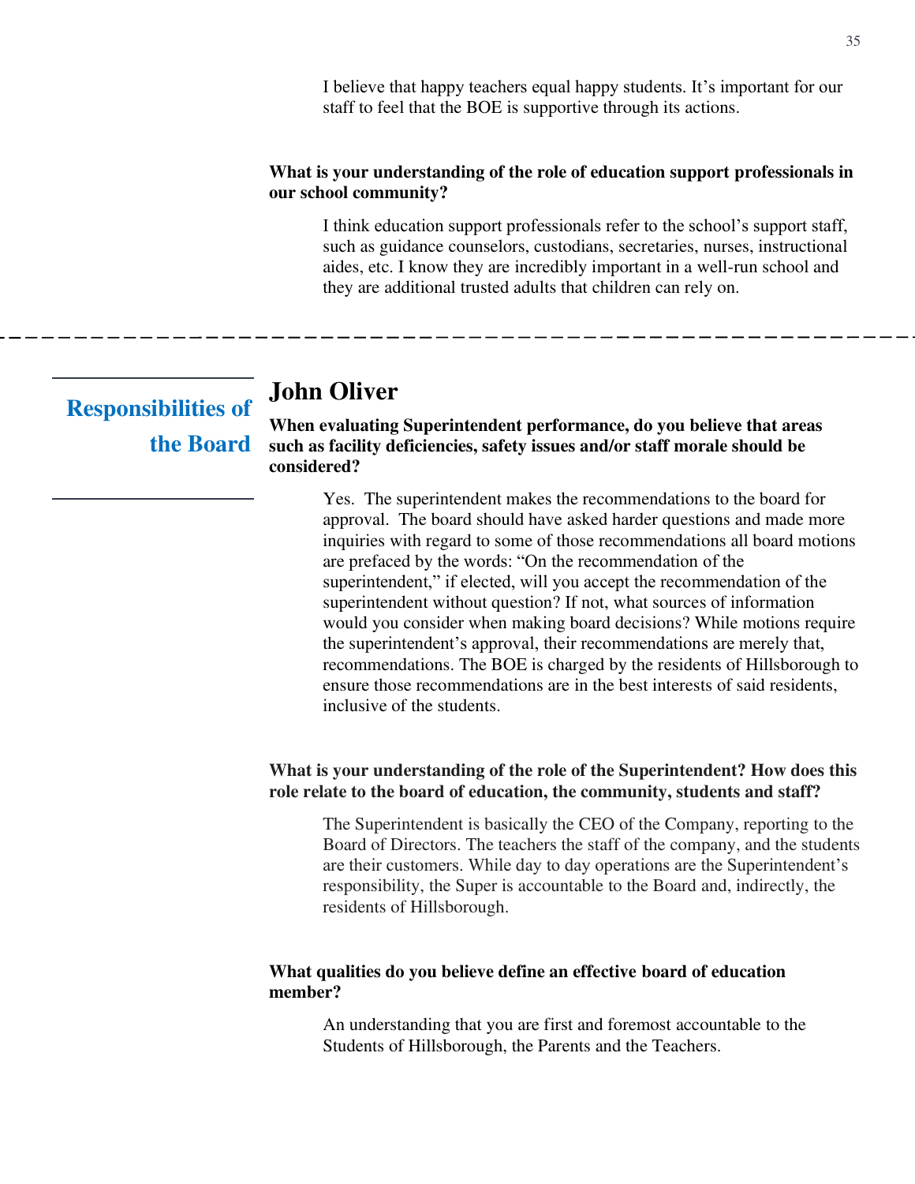I believe that happy teachers equal happy students. It's important for our staff to feel that the BOE is supportive through its actions.

**What is your understanding of the role of education support professionals in our school community?**

I think education support professionals refer to the school's support staff, such as guidance counselors, custodians, secretaries, nurses, instructional aides, etc. I know they are incredibly important in a well-run school and they are additional trusted adults that children can rely on.

---

## Responsibilities of the Board

## John Oliver

**When evaluating Superintendent performance, do you believe that areas such as facility deficiencies, safety issues and/or staff morale should be considered?**

Yes. The superintendent makes the recommendations to the board for approval. The board should have asked harder questions and made more inquiries with regard to some of those recommendations all board motions are prefaced by the words: "On the recommendation of the superintendent," if elected, will you accept the recommendation of the superintendent without question? If not, what sources of information would you consider when making board decisions? While motions require the superintendent's approval, their recommendations are merely that, recommendations. The BOE is charged by the residents of Hillsborough to ensure those recommendations are in the best interests of said residents, inclusive of the students.

**What is your understanding of the role of the Superintendent? How does this role relate to the board of education, the community, students and staff?**

The Superintendent is basically the CEO of the Company, reporting to the Board of Directors. The teachers the staff of the company, and the students are their customers. While day to day operations are the Superintendent's responsibility, the Super is accountable to the Board and, indirectly, the residents of Hillsborough.

**What qualities do you believe define an effective board of education member?**

An understanding that you are first and foremost accountable to the Students of Hillsborough, the Parents and the Teachers.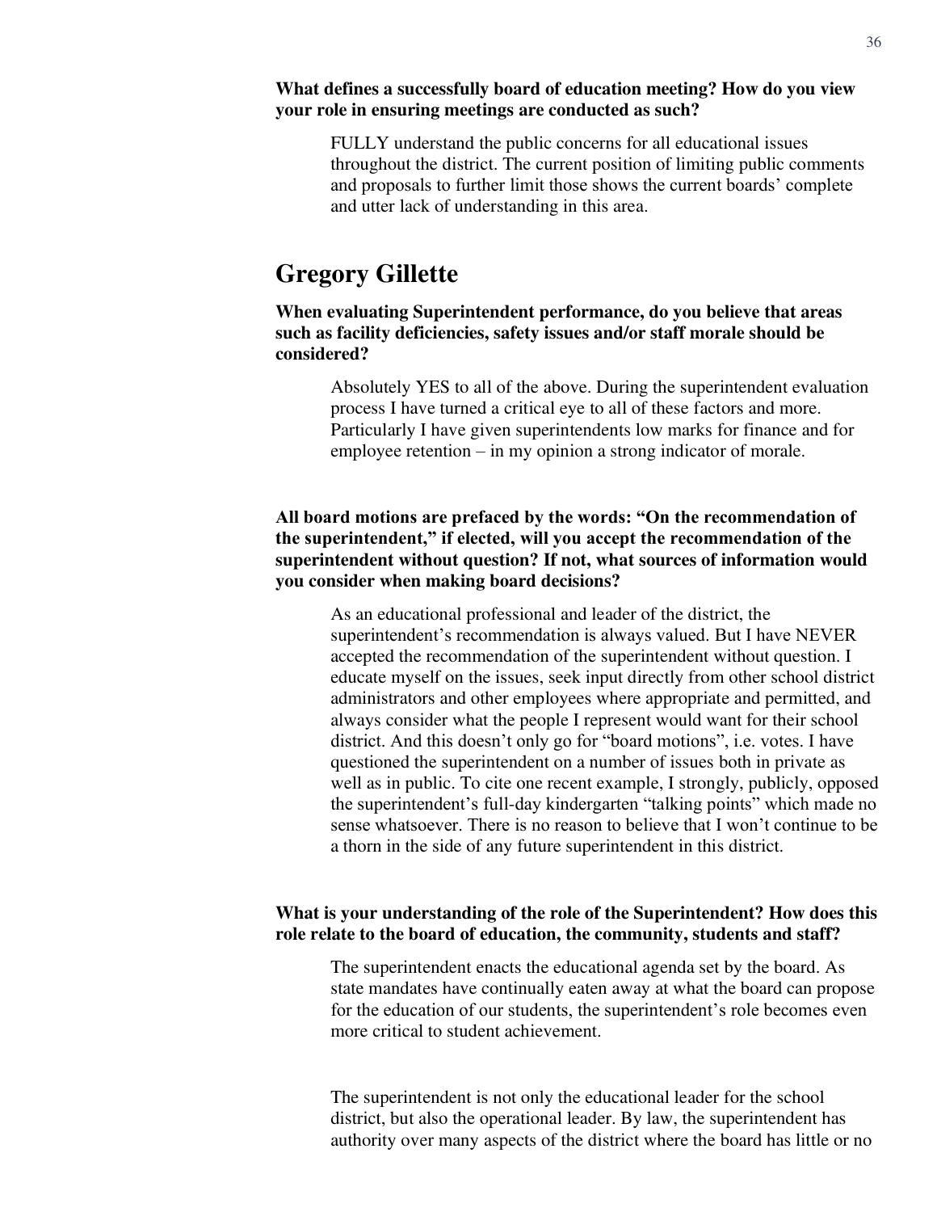**What defines a successfully board of education meeting? How do you view your role in ensuring meetings are conducted as such?**

> FULLY understand the public concerns for all educational issues throughout the district. The current position of limiting public comments and proposals to further limit those shows the current boards' complete and utter lack of understanding in this area.

## Gregory Gillette

**When evaluating Superintendent performance, do you believe that areas such as facility deficiencies, safety issues and/or staff morale should be considered?**

> Absolutely YES to all of the above. During the superintendent evaluation process I have turned a critical eye to all of these factors and more. Particularly I have given superintendents low marks for finance and for employee retention – in my opinion a strong indicator of morale.

**All board motions are prefaced by the words: "On the recommendation of the superintendent," if elected, will you accept the recommendation of the superintendent without question? If not, what sources of information would you consider when making board decisions?**

> As an educational professional and leader of the district, the superintendent's recommendation is always valued. But I have NEVER accepted the recommendation of the superintendent without question. I educate myself on the issues, seek input directly from other school district administrators and other employees where appropriate and permitted, and always consider what the people I represent would want for their school district. And this doesn't only go for "board motions", i.e. votes. I have questioned the superintendent on a number of issues both in private as well as in public. To cite one recent example, I strongly, publicly, opposed the superintendent's full-day kindergarten "talking points" which made no sense whatsoever. There is no reason to believe that I won't continue to be a thorn in the side of any future superintendent in this district.

**What is your understanding of the role of the Superintendent? How does this role relate to the board of education, the community, students and staff?**

> The superintendent enacts the educational agenda set by the board. As state mandates have continually eaten away at what the board can propose for the education of our students, the superintendent's role becomes even more critical to student achievement.
>
> The superintendent is not only the educational leader for the school district, but also the operational leader. By law, the superintendent has authority over many aspects of the district where the board has little or no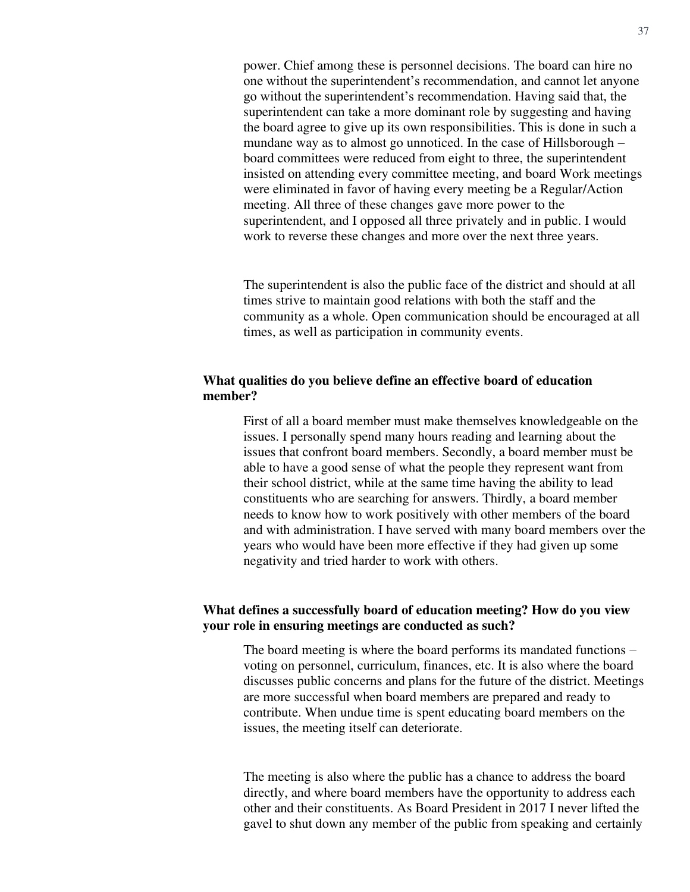power. Chief among these is personnel decisions. The board can hire no one without the superintendent's recommendation, and cannot let anyone go without the superintendent's recommendation. Having said that, the superintendent can take a more dominant role by suggesting and having the board agree to give up its own responsibilities. This is done in such a mundane way as to almost go unnoticed. In the case of Hillsborough – board committees were reduced from eight to three, the superintendent insisted on attending every committee meeting, and board Work meetings were eliminated in favor of having every meeting be a Regular/Action meeting. All three of these changes gave more power to the superintendent, and I opposed all three privately and in public. I would work to reverse these changes and more over the next three years.

The superintendent is also the public face of the district and should at all times strive to maintain good relations with both the staff and the community as a whole. Open communication should be encouraged at all times, as well as participation in community events.

**What qualities do you believe define an effective board of education member?**

First of all a board member must make themselves knowledgeable on the issues. I personally spend many hours reading and learning about the issues that confront board members. Secondly, a board member must be able to have a good sense of what the people they represent want from their school district, while at the same time having the ability to lead constituents who are searching for answers. Thirdly, a board member needs to know how to work positively with other members of the board and with administration. I have served with many board members over the years who would have been more effective if they had given up some negativity and tried harder to work with others.

**What defines a successfully board of education meeting? How do you view your role in ensuring meetings are conducted as such?**

The board meeting is where the board performs its mandated functions – voting on personnel, curriculum, finances, etc. It is also where the board discusses public concerns and plans for the future of the district. Meetings are more successful when board members are prepared and ready to contribute. When undue time is spent educating board members on the issues, the meeting itself can deteriorate.

The meeting is also where the public has a chance to address the board directly, and where board members have the opportunity to address each other and their constituents. As Board President in 2017 I never lifted the gavel to shut down any member of the public from speaking and certainly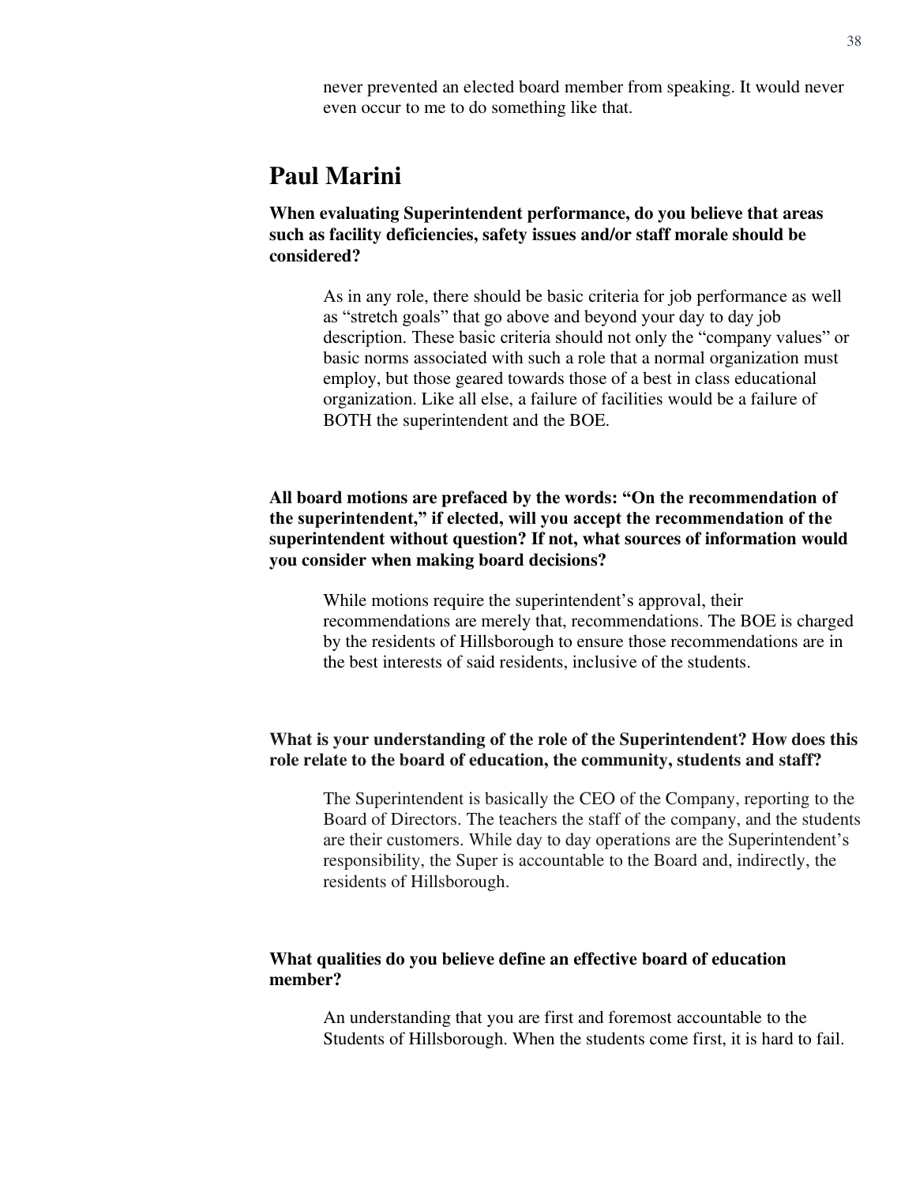never prevented an elected board member from speaking. It would never even occur to me to do something like that.

## Paul Marini

**When evaluating Superintendent performance, do you believe that areas such as facility deficiencies, safety issues and/or staff morale should be considered?**

As in any role, there should be basic criteria for job performance as well as "stretch goals" that go above and beyond your day to day job description. These basic criteria should not only the "company values" or basic norms associated with such a role that a normal organization must employ, but those geared towards those of a best in class educational organization. Like all else, a failure of facilities would be a failure of BOTH the superintendent and the BOE.

**All board motions are prefaced by the words: "On the recommendation of the superintendent," if elected, will you accept the recommendation of the superintendent without question? If not, what sources of information would you consider when making board decisions?**

While motions require the superintendent's approval, their recommendations are merely that, recommendations. The BOE is charged by the residents of Hillsborough to ensure those recommendations are in the best interests of said residents, inclusive of the students.

**What is your understanding of the role of the Superintendent? How does this role relate to the board of education, the community, students and staff?**

The Superintendent is basically the CEO of the Company, reporting to the Board of Directors. The teachers the staff of the company, and the students are their customers. While day to day operations are the Superintendent's responsibility, the Super is accountable to the Board and, indirectly, the residents of Hillsborough.

**What qualities do you believe define an effective board of education member?**

An understanding that you are first and foremost accountable to the Students of Hillsborough. When the students come first, it is hard to fail.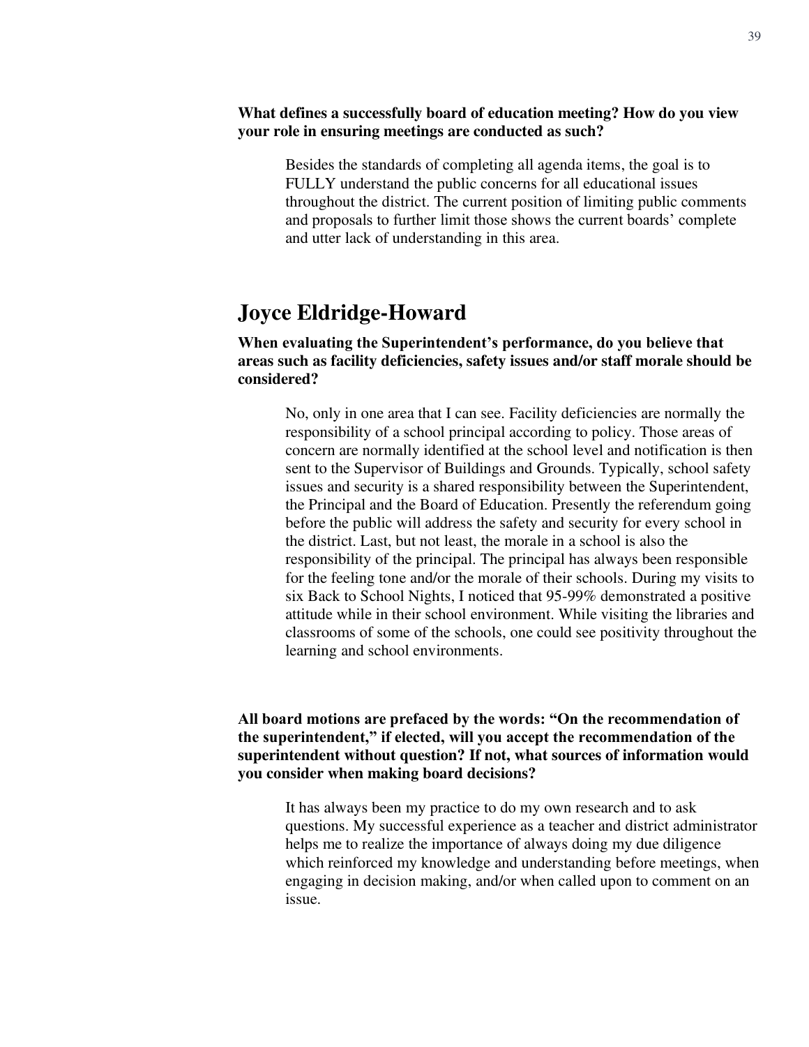**What defines a successfully board of education meeting? How do you view your role in ensuring meetings are conducted as such?**

Besides the standards of completing all agenda items, the goal is to FULLY understand the public concerns for all educational issues throughout the district. The current position of limiting public comments and proposals to further limit those shows the current boards' complete and utter lack of understanding in this area.

## Joyce Eldridge-Howard

**When evaluating the Superintendent's performance, do you believe that areas such as facility deficiencies, safety issues and/or staff morale should be considered?**

No, only in one area that I can see. Facility deficiencies are normally the responsibility of a school principal according to policy. Those areas of concern are normally identified at the school level and notification is then sent to the Supervisor of Buildings and Grounds. Typically, school safety issues and security is a shared responsibility between the Superintendent, the Principal and the Board of Education. Presently the referendum going before the public will address the safety and security for every school in the district. Last, but not least, the morale in a school is also the responsibility of the principal. The principal has always been responsible for the feeling tone and/or the morale of their schools. During my visits to six Back to School Nights, I noticed that 95-99% demonstrated a positive attitude while in their school environment. While visiting the libraries and classrooms of some of the schools, one could see positivity throughout the learning and school environments.

**All board motions are prefaced by the words: "On the recommendation of the superintendent," if elected, will you accept the recommendation of the superintendent without question? If not, what sources of information would you consider when making board decisions?**

It has always been my practice to do my own research and to ask questions. My successful experience as a teacher and district administrator helps me to realize the importance of always doing my due diligence which reinforced my knowledge and understanding before meetings, when engaging in decision making, and/or when called upon to comment on an issue.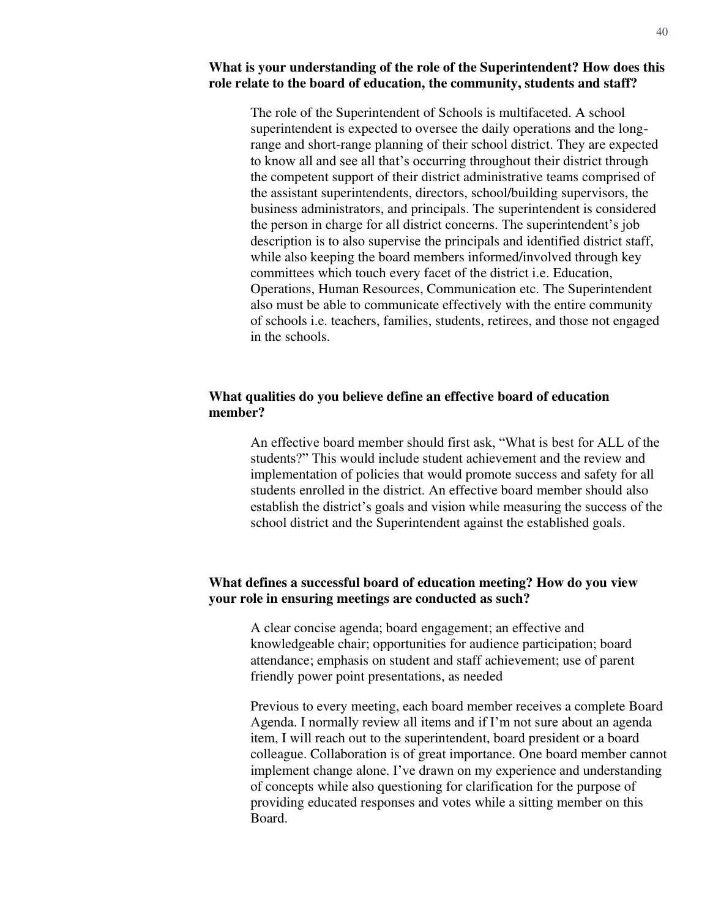**What is your understanding of the role of the Superintendent? How does this role relate to the board of education, the community, students and staff?**

The role of the Superintendent of Schools is multifaceted. A school superintendent is expected to oversee the daily operations and the long-range and short-range planning of their school district. They are expected to know all and see all that's occurring throughout their district through the competent support of their district administrative teams comprised of the assistant superintendents, directors, school/building supervisors, the business administrators, and principals. The superintendent is considered the person in charge for all district concerns. The superintendent's job description is to also supervise the principals and identified district staff, while also keeping the board members informed/involved through key committees which touch every facet of the district i.e. Education, Operations, Human Resources, Communication etc. The Superintendent also must be able to communicate effectively with the entire community of schools i.e. teachers, families, students, retirees, and those not engaged in the schools.

**What qualities do you believe define an effective board of education member?**

An effective board member should first ask, "What is best for ALL of the students?" This would include student achievement and the review and implementation of policies that would promote success and safety for all students enrolled in the district. An effective board member should also establish the district's goals and vision while measuring the success of the school district and the Superintendent against the established goals.

**What defines a successful board of education meeting? How do you view your role in ensuring meetings are conducted as such?**

A clear concise agenda; board engagement; an effective and knowledgeable chair; opportunities for audience participation; board attendance; emphasis on student and staff achievement; use of parent friendly power point presentations, as needed

Previous to every meeting, each board member receives a complete Board Agenda. I normally review all items and if I'm not sure about an agenda item, I will reach out to the superintendent, board president or a board colleague. Collaboration is of great importance. One board member cannot implement change alone. I've drawn on my experience and understanding of concepts while also questioning for clarification for the purpose of providing educated responses and votes while a sitting member on this Board.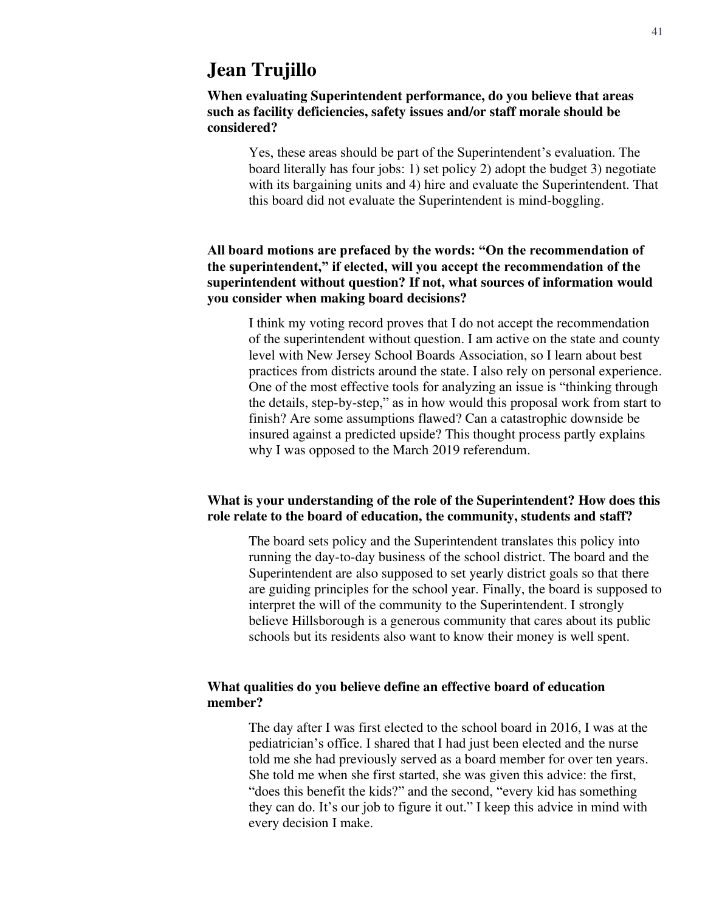# Jean Trujillo

**When evaluating Superintendent performance, do you believe that areas such as facility deficiencies, safety issues and/or staff morale should be considered?**

Yes, these areas should be part of the Superintendent's evaluation. The board literally has four jobs: 1) set policy 2) adopt the budget 3) negotiate with its bargaining units and 4) hire and evaluate the Superintendent. That this board did not evaluate the Superintendent is mind-boggling.

**All board motions are prefaced by the words: "On the recommendation of the superintendent," if elected, will you accept the recommendation of the superintendent without question? If not, what sources of information would you consider when making board decisions?**

I think my voting record proves that I do not accept the recommendation of the superintendent without question. I am active on the state and county level with New Jersey School Boards Association, so I learn about best practices from districts around the state. I also rely on personal experience. One of the most effective tools for analyzing an issue is "thinking through the details, step-by-step," as in how would this proposal work from start to finish? Are some assumptions flawed? Can a catastrophic downside be insured against a predicted upside? This thought process partly explains why I was opposed to the March 2019 referendum.

**What is your understanding of the role of the Superintendent? How does this role relate to the board of education, the community, students and staff?**

The board sets policy and the Superintendent translates this policy into running the day-to-day business of the school district. The board and the Superintendent are also supposed to set yearly district goals so that there are guiding principles for the school year. Finally, the board is supposed to interpret the will of the community to the Superintendent. I strongly believe Hillsborough is a generous community that cares about its public schools but its residents also want to know their money is well spent.

**What qualities do you believe define an effective board of education member?**

The day after I was first elected to the school board in 2016, I was at the pediatrician's office. I shared that I had just been elected and the nurse told me she had previously served as a board member for over ten years. She told me when she first started, she was given this advice: the first, "does this benefit the kids?" and the second, "every kid has something they can do. It's our job to figure it out." I keep this advice in mind with every decision I make.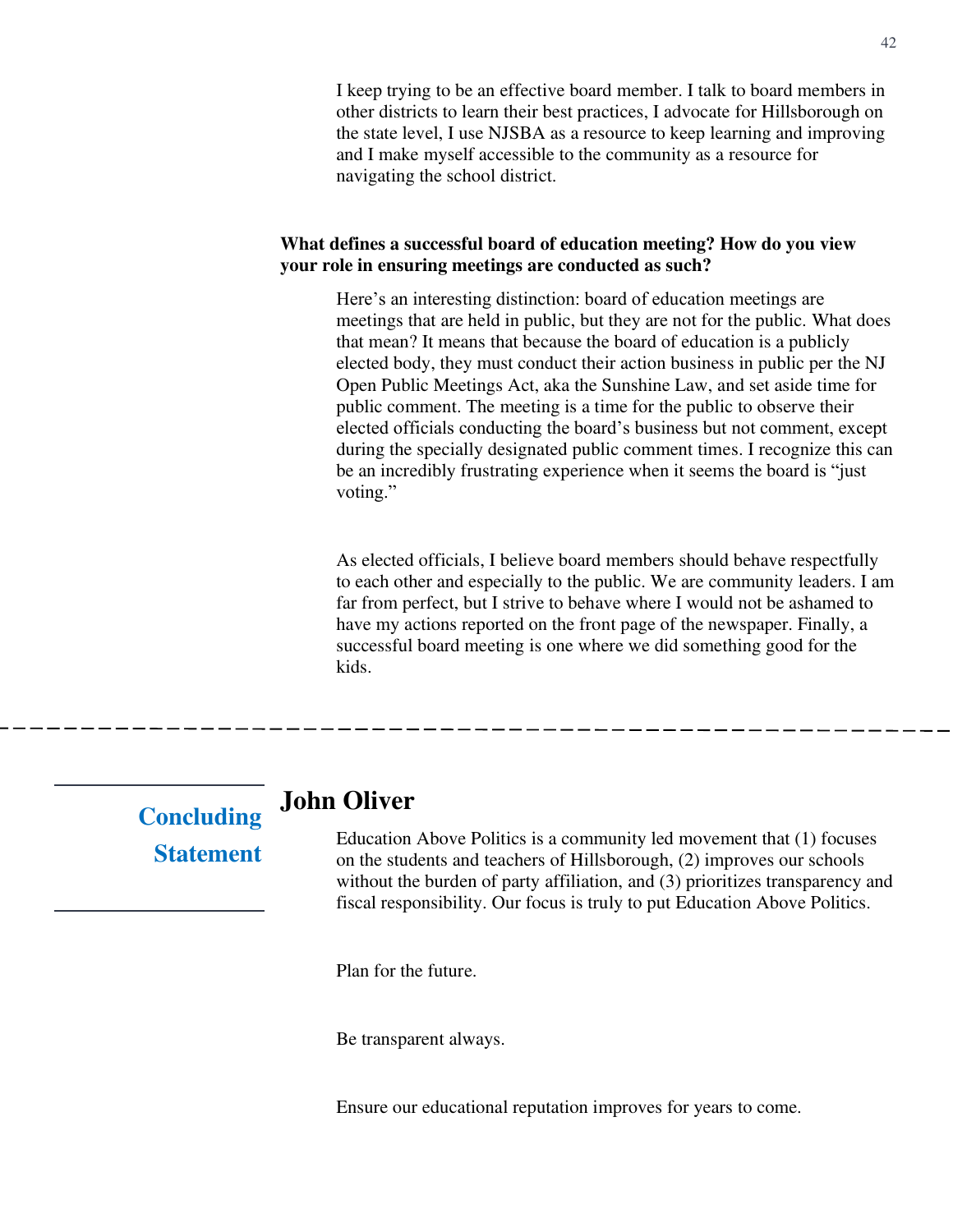I keep trying to be an effective board member. I talk to board members in other districts to learn their best practices, I advocate for Hillsborough on the state level, I use NJSBA as a resource to keep learning and improving and I make myself accessible to the community as a resource for navigating the school district.

**What defines a successful board of education meeting? How do you view your role in ensuring meetings are conducted as such?**

Here's an interesting distinction: board of education meetings are meetings that are held in public, but they are not for the public. What does that mean? It means that because the board of education is a publicly elected body, they must conduct their action business in public per the NJ Open Public Meetings Act, aka the Sunshine Law, and set aside time for public comment. The meeting is a time for the public to observe their elected officials conducting the board's business but not comment, except during the specially designated public comment times. I recognize this can be an incredibly frustrating experience when it seems the board is "just voting."

As elected officials, I believe board members should behave respectfully to each other and especially to the public. We are community leaders. I am far from perfect, but I strive to behave where I would not be ashamed to have my actions reported on the front page of the newspaper. Finally, a successful board meeting is one where we did something good for the kids.

---

## Concluding Statement

### John Oliver

Education Above Politics is a community led movement that (1) focuses on the students and teachers of Hillsborough, (2) improves our schools without the burden of party affiliation, and (3) prioritizes transparency and fiscal responsibility. Our focus is truly to put Education Above Politics.

Plan for the future.

Be transparent always.

Ensure our educational reputation improves for years to come.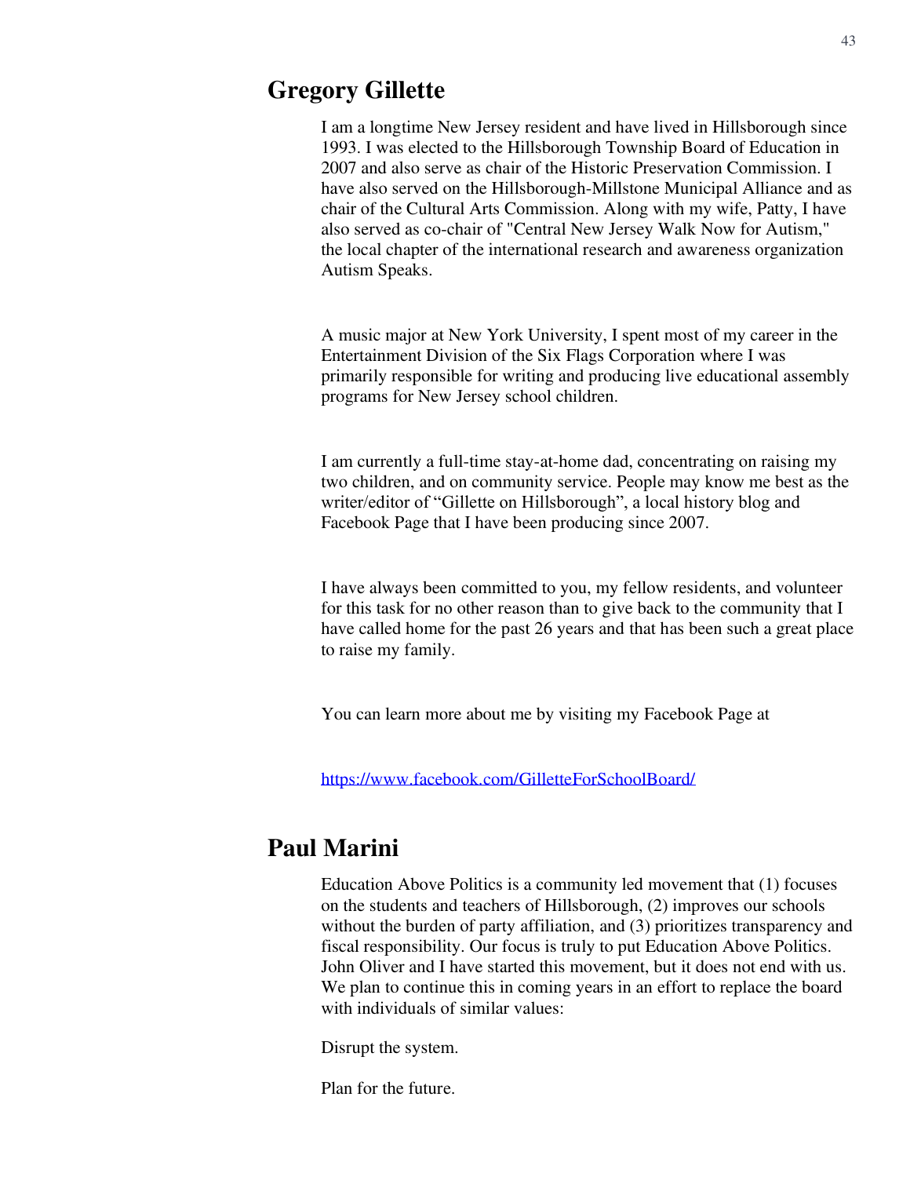## Gregory Gillette

I am a longtime New Jersey resident and have lived in Hillsborough since 1993. I was elected to the Hillsborough Township Board of Education in 2007 and also serve as chair of the Historic Preservation Commission. I have also served on the Hillsborough-Millstone Municipal Alliance and as chair of the Cultural Arts Commission. Along with my wife, Patty, I have also served as co-chair of "Central New Jersey Walk Now for Autism," the local chapter of the international research and awareness organization Autism Speaks.

A music major at New York University, I spent most of my career in the Entertainment Division of the Six Flags Corporation where I was primarily responsible for writing and producing live educational assembly programs for New Jersey school children.

I am currently a full-time stay-at-home dad, concentrating on raising my two children, and on community service. People may know me best as the writer/editor of "Gillette on Hillsborough", a local history blog and Facebook Page that I have been producing since 2007.

I have always been committed to you, my fellow residents, and volunteer for this task for no other reason than to give back to the community that I have called home for the past 26 years and that has been such a great place to raise my family.

You can learn more about me by visiting my Facebook Page at

https://www.facebook.com/GilletteForSchoolBoard/

## Paul Marini

Education Above Politics is a community led movement that (1) focuses on the students and teachers of Hillsborough, (2) improves our schools without the burden of party affiliation, and (3) prioritizes transparency and fiscal responsibility. Our focus is truly to put Education Above Politics. John Oliver and I have started this movement, but it does not end with us. We plan to continue this in coming years in an effort to replace the board with individuals of similar values:

Disrupt the system.

Plan for the future.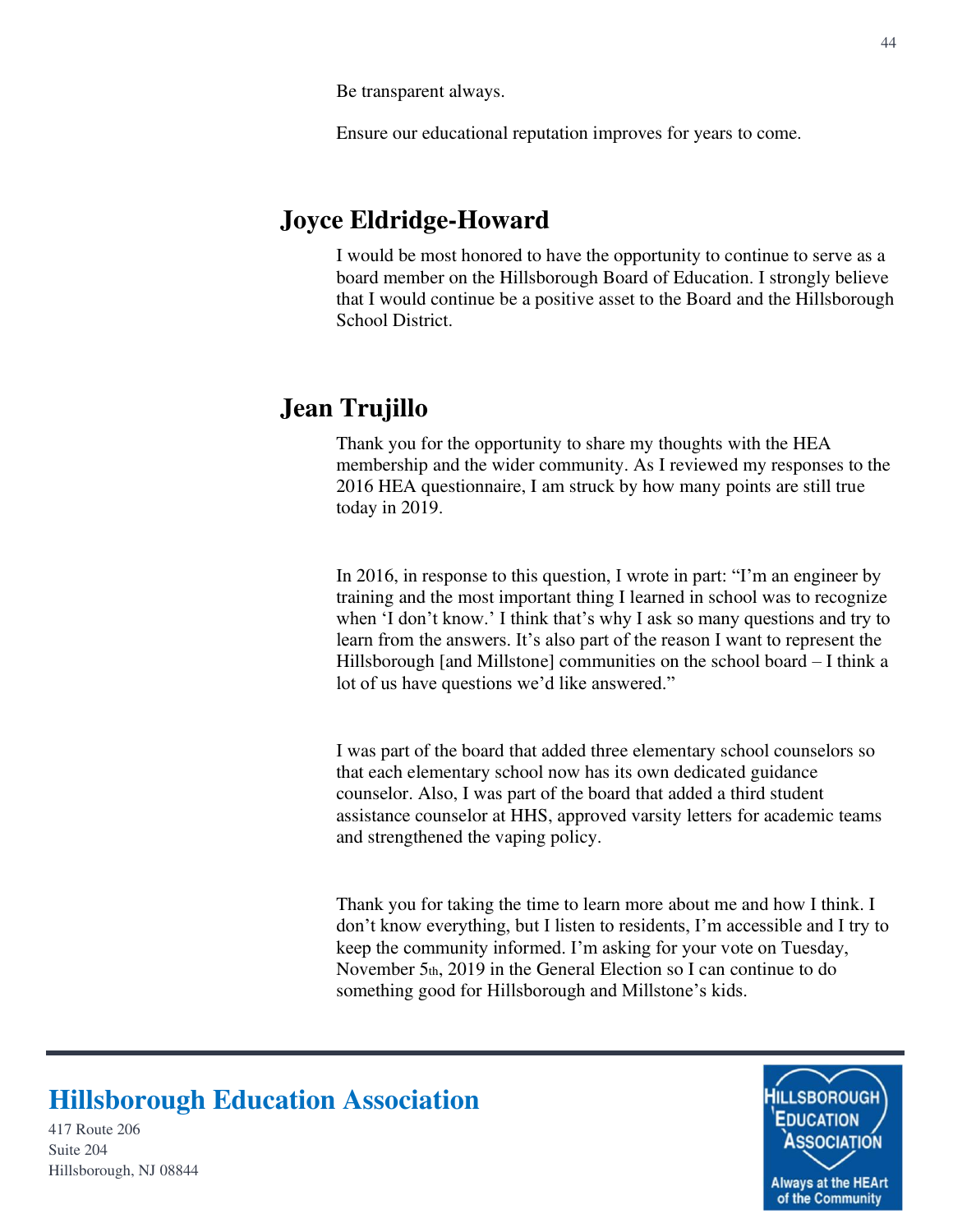Be transparent always.

Ensure our educational reputation improves for years to come.

## Joyce Eldridge-Howard

I would be most honored to have the opportunity to continue to serve as a board member on the Hillsborough Board of Education. I strongly believe that I would continue be a positive asset to the Board and the Hillsborough School District."

## Jean Trujillo

Thank you for the opportunity to share my thoughts with the HEA membership and the wider community. As I reviewed my responses to the 2016 HEA questionnaire, I am struck by how many points are still true today in 2019.

In 2016, in response to this question, I wrote in part: "I'm an engineer by training and the most important thing I learned in school was to recognize when 'I don't know.' I think that's why I ask so many questions and try to learn from the answers. It's also part of the reason I want to represent the Hillsborough [and Millstone] communities on the school board – I think a lot of us have questions we'd like answered."

I was part of the board that added three elementary school counselors so that each elementary school now has its own dedicated guidance counselor. Also, I was part of the board that added a third student assistance counselor at HHS, approved varsity letters for academic teams and strengthened the vaping policy.

Thank you for taking the time to learn more about me and how I think. I don't know everything, but I listen to residents, I'm accessible and I try to keep the community informed. I'm asking for your vote on Tuesday, November 5th, 2019 in the General Election so I can continue to do something good for Hillsborough and Millstone's kids.

**Hillsborough Education Association**

417 Route 206
Suite 204
Hillsborough, NJ 08844

HILLSBOROUGH EDUCATION ASSOCIATION
Always at the HEArt of the Community